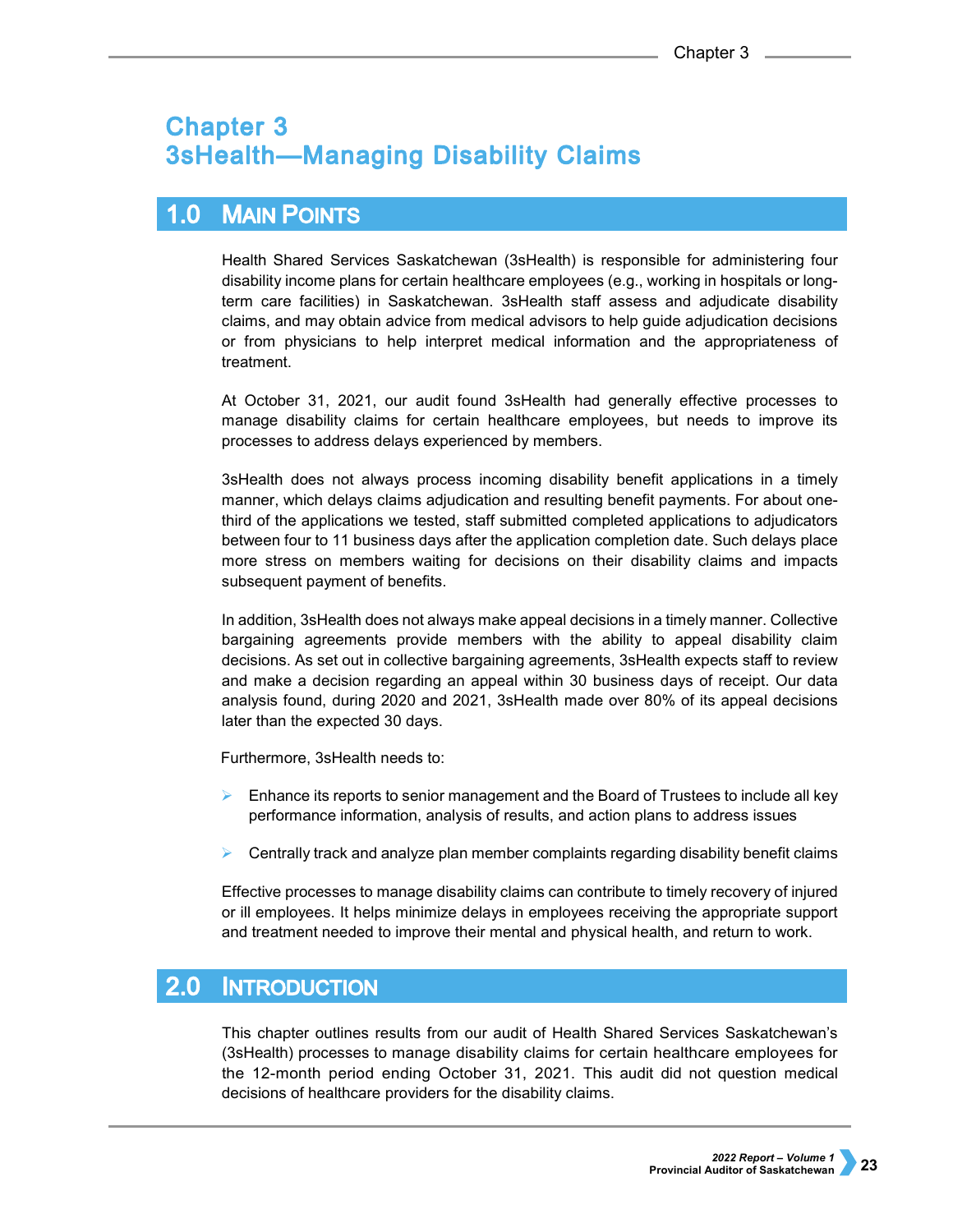# Chapter 3
# 3sHealth—Managing Disability Claims

## 1.0 Main Points

Health Shared Services Saskatchewan (3sHealth) is responsible for administering four disability income plans for certain healthcare employees (e.g., working in hospitals or long-term care facilities) in Saskatchewan. 3sHealth staff assess and adjudicate disability claims, and may obtain advice from medical advisors to help guide adjudication decisions or from physicians to help interpret medical information and the appropriateness of treatment.

At October 31, 2021, our audit found 3sHealth had generally effective processes to manage disability claims for certain healthcare employees, but needs to improve its processes to address delays experienced by members.

3sHealth does not always process incoming disability benefit applications in a timely manner, which delays claims adjudication and resulting benefit payments. For about one-third of the applications we tested, staff submitted completed applications to adjudicators between four to 11 business days after the application completion date. Such delays place more stress on members waiting for decisions on their disability claims and impacts subsequent payment of benefits.

In addition, 3sHealth does not always make appeal decisions in a timely manner. Collective bargaining agreements provide members with the ability to appeal disability claim decisions. As set out in collective bargaining agreements, 3sHealth expects staff to review and make a decision regarding an appeal within 30 business days of receipt. Our data analysis found, during 2020 and 2021, 3sHealth made over 80% of its appeal decisions later than the expected 30 days.

Furthermore, 3sHealth needs to:

- Enhance its reports to senior management and the Board of Trustees to include all key performance information, analysis of results, and action plans to address issues
- Centrally track and analyze plan member complaints regarding disability benefit claims

Effective processes to manage disability claims can contribute to timely recovery of injured or ill employees. It helps minimize delays in employees receiving the appropriate support and treatment needed to improve their mental and physical health, and return to work.

## 2.0 Introduction

This chapter outlines results from our audit of Health Shared Services Saskatchewan's (3sHealth) processes to manage disability claims for certain healthcare employees for the 12-month period ending October 31, 2021. This audit did not question medical decisions of healthcare providers for the disability claims.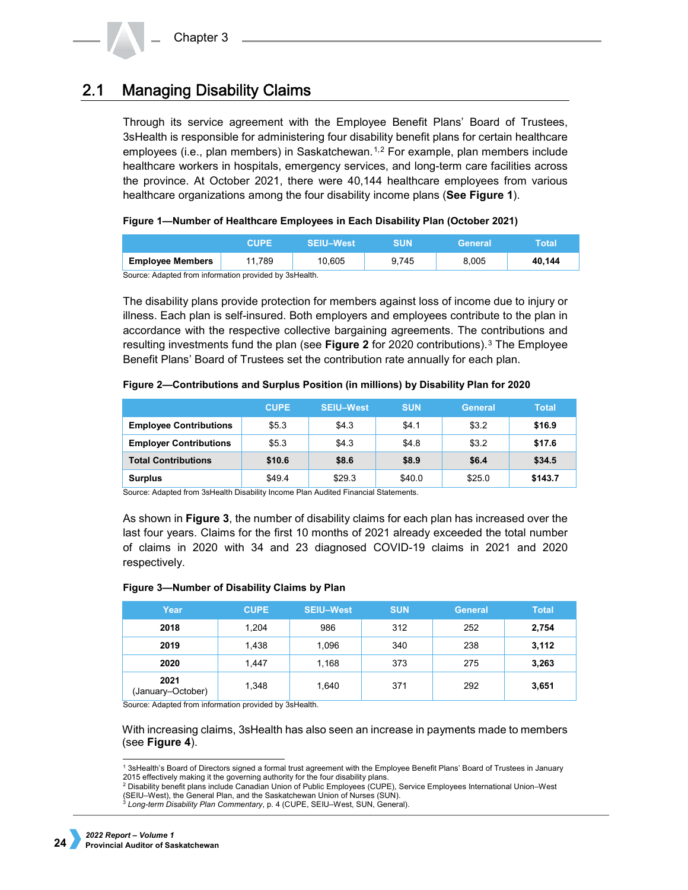## 2.1 Managing Disability Claims

Through its service agreement with the Employee Benefit Plans' Board of Trustees, 3sHealth is responsible for administering four disability benefit plans for certain healthcare employees (i.e., plan members) in Saskatchewan.[1,2] For example, plan members include healthcare workers in hospitals, emergency services, and long-term care facilities across the province. At October 2021, there were 40,144 healthcare employees from various healthcare organizations among the four disability income plans (**See Figure 1**).

**Figure 1—Number of Healthcare Employees in Each Disability Plan (October 2021)**

| | CUPE | SEIU–West | SUN | General | Total |
|---|---|---|---|---|---|
| **Employee Members** | 11,789 | 10,605 | 9,745 | 8,005 | **40,144** |

Source: Adapted from information provided by 3sHealth.

The disability plans provide protection for members against loss of income due to injury or illness. Each plan is self-insured. Both employers and employees contribute to the plan in accordance with the respective collective bargaining agreements. The contributions and resulting investments fund the plan (see **Figure 2** for 2020 contributions).[3] The Employee Benefit Plans' Board of Trustees set the contribution rate annually for each plan.

**Figure 2—Contributions and Surplus Position (in millions) by Disability Plan for 2020**

| | CUPE | SEIU–West | SUN | General | Total |
|---|---|---|---|---|---|
| **Employee Contributions** | $5.3 | $4.3 | $4.1 | $3.2 | **$16.9** |
| **Employer Contributions** | $5.3 | $4.3 | $4.8 | $3.2 | **$17.6** |
| **Total Contributions** | **$10.6** | **$8.6** | **$8.9** | **$6.4** | **$34.5** |
| **Surplus** | $49.4 | $29.3 | $40.0 | $25.0 | **$143.7** |

Source: Adapted from 3sHealth Disability Income Plan Audited Financial Statements.

As shown in **Figure 3**, the number of disability claims for each plan has increased over the last four years. Claims for the first 10 months of 2021 already exceeded the total number of claims in 2020 with 34 and 23 diagnosed COVID-19 claims in 2021 and 2020 respectively.

**Figure 3—Number of Disability Claims by Plan**

| Year | CUPE | SEIU–West | SUN | General | Total |
|---|---|---|---|---|---|
| **2018** | 1,204 | 986 | 312 | 252 | **2,754** |
| **2019** | 1,438 | 1,096 | 340 | 238 | **3,112** |
| **2020** | 1,447 | 1,168 | 373 | 275 | **3,263** |
| **2021** (January–October) | 1,348 | 1,640 | 371 | 292 | **3,651** |

Source: Adapted from information provided by 3sHealth.

With increasing claims, 3sHealth has also seen an increase in payments made to members (see **Figure 4**).

---

[1] 3sHealth's Board of Directors signed a formal trust agreement with the Employee Benefit Plans' Board of Trustees in January 2015 effectively making it the governing authority for the four disability plans.

[2] Disability benefit plans include Canadian Union of Public Employees (CUPE), Service Employees International Union–West (SEIU–West), the General Plan, and the Saskatchewan Union of Nurses (SUN).

[3] *Long-term Disability Plan Commentary*, p. 4 (CUPE, SEIU–West, SUN, General).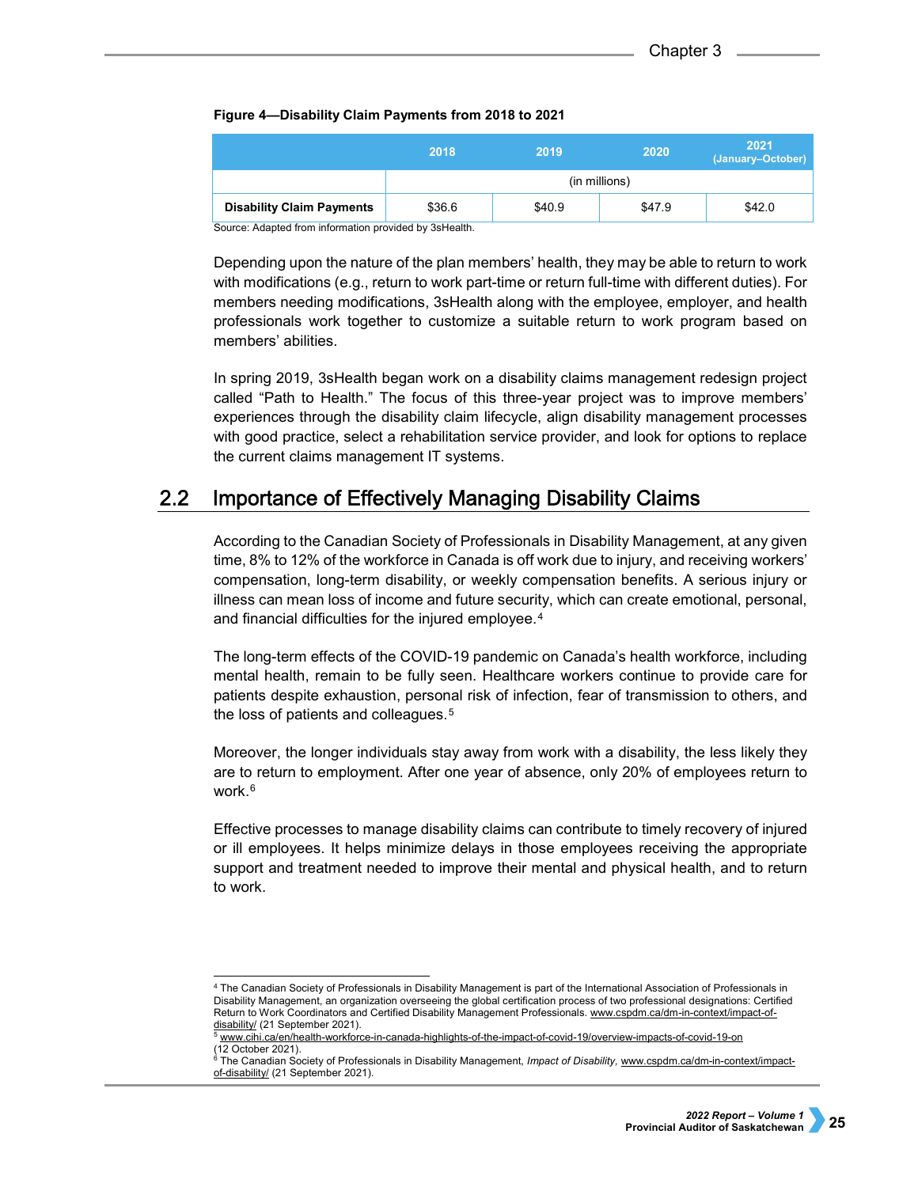**Figure 4—Disability Claim Payments from 2018 to 2021**

| | 2018 | 2019 | 2020 | 2021 (January–October) |
|---|---|---|---|---|
| | (in millions) | | | |
| **Disability Claim Payments** | $36.6 | $40.9 | $47.9 | $42.0 |

Source: Adapted from information provided by 3sHealth.

Depending upon the nature of the plan members' health, they may be able to return to work with modifications (e.g., return to work part-time or return full-time with different duties). For members needing modifications, 3sHealth along with the employee, employer, and health professionals work together to customize a suitable return to work program based on members' abilities.

In spring 2019, 3sHealth began work on a disability claims management redesign project called "Path to Health." The focus of this three-year project was to improve members' experiences through the disability claim lifecycle, align disability management processes with good practice, select a rehabilitation service provider, and look for options to replace the current claims management IT systems.

## 2.2 Importance of Effectively Managing Disability Claims

According to the Canadian Society of Professionals in Disability Management, at any given time, 8% to 12% of the workforce in Canada is off work due to injury, and receiving workers' compensation, long-term disability, or weekly compensation benefits. A serious injury or illness can mean loss of income and future security, which can create emotional, personal, and financial difficulties for the injured employee.[4]

The long-term effects of the COVID-19 pandemic on Canada's health workforce, including mental health, remain to be fully seen. Healthcare workers continue to provide care for patients despite exhaustion, personal risk of infection, fear of transmission to others, and the loss of patients and colleagues.[5]

Moreover, the longer individuals stay away from work with a disability, the less likely they are to return to employment. After one year of absence, only 20% of employees return to work.[6]

Effective processes to manage disability claims can contribute to timely recovery of injured or ill employees. It helps minimize delays in those employees receiving the appropriate support and treatment needed to improve their mental and physical health, and to return to work.

---

[4] The Canadian Society of Professionals in Disability Management is part of the International Association of Professionals in Disability Management, an organization overseeing the global certification process of two professional designations: Certified Return to Work Coordinators and Certified Disability Management Professionals. www.cspdm.ca/dm-in-context/impact-of-disability/ (21 September 2021).

[5] www.cihi.ca/en/health-workforce-in-canada-highlights-of-the-impact-of-covid-19/overview-impacts-of-covid-19-on (12 October 2021).

[6] The Canadian Society of Professionals in Disability Management, *Impact of Disability,* www.cspdm.ca/dm-in-context/impact-of-disability/ (21 September 2021).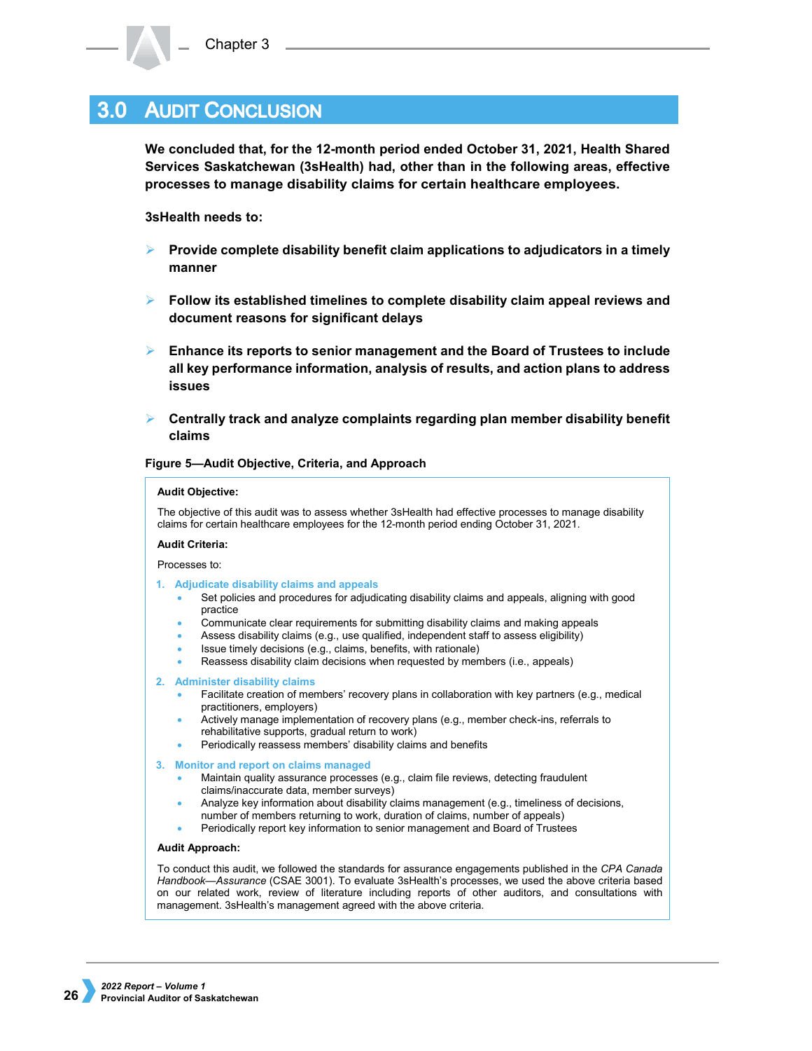## 3.0 Audit Conclusion

**We concluded that, for the 12-month period ended October 31, 2021, Health Shared Services Saskatchewan (3sHealth) had, other than in the following areas, effective processes to manage disability claims for certain healthcare employees.**

**3sHealth needs to:**

- **Provide complete disability benefit claim applications to adjudicators in a timely manner**
- **Follow its established timelines to complete disability claim appeal reviews and document reasons for significant delays**
- **Enhance its reports to senior management and the Board of Trustees to include all key performance information, analysis of results, and action plans to address issues**
- **Centrally track and analyze complaints regarding plan member disability benefit claims**

**Figure 5—Audit Objective, Criteria, and Approach**

**Audit Objective:**

The objective of this audit was to assess whether 3sHealth had effective processes to manage disability claims for certain healthcare employees for the 12-month period ending October 31, 2021.

**Audit Criteria:**

Processes to:

1. **Adjudicate disability claims and appeals**
    - Set policies and procedures for adjudicating disability claims and appeals, aligning with good practice
    - Communicate clear requirements for submitting disability claims and making appeals
    - Assess disability claims (e.g., use qualified, independent staff to assess eligibility)
    - Issue timely decisions (e.g., claims, benefits, with rationale)
    - Reassess disability claim decisions when requested by members (i.e., appeals)
2. **Administer disability claims**
    - Facilitate creation of members' recovery plans in collaboration with key partners (e.g., medical practitioners, employers)
    - Actively manage implementation of recovery plans (e.g., member check-ins, referrals to rehabilitative supports, gradual return to work)
    - Periodically reassess members' disability claims and benefits
3. **Monitor and report on claims managed**
    - Maintain quality assurance processes (e.g., claim file reviews, detecting fraudulent claims/inaccurate data, member surveys)
    - Analyze key information about disability claims management (e.g., timeliness of decisions, number of members returning to work, duration of claims, number of appeals)
    - Periodically report key information to senior management and Board of Trustees

**Audit Approach:**

To conduct this audit, we followed the standards for assurance engagements published in the *CPA Canada Handbook—Assurance* (CSAE 3001). To evaluate 3sHealth's processes, we used the above criteria based on our related work, review of literature including reports of other auditors, and consultations with management. 3sHealth's management agreed with the above criteria.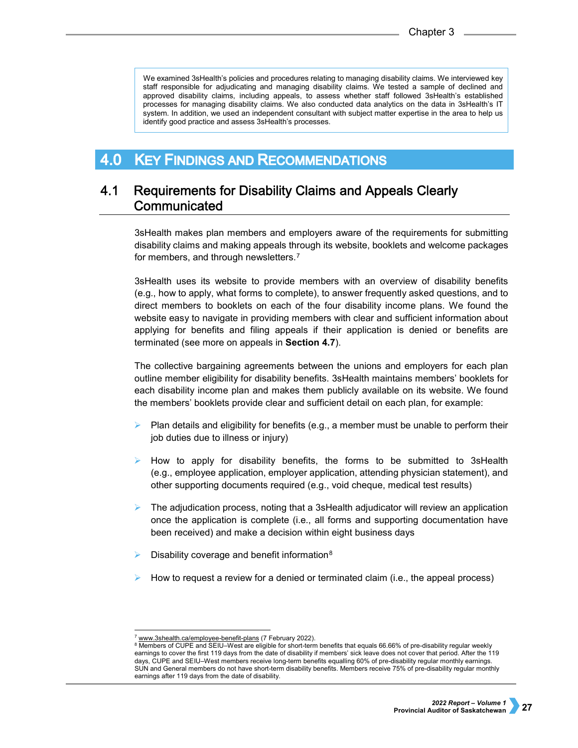We examined 3sHealth's policies and procedures relating to managing disability claims. We interviewed key staff responsible for adjudicating and managing disability claims. We tested a sample of declined and approved disability claims, including appeals, to assess whether staff followed 3sHealth's established processes for managing disability claims. We also conducted data analytics on the data in 3sHealth's IT system. In addition, we used an independent consultant with subject matter expertise in the area to help us identify good practice and assess 3sHealth's processes.

# 4.0 Key Findings and Recommendations

## 4.1 Requirements for Disability Claims and Appeals Clearly Communicated

3sHealth makes plan members and employers aware of the requirements for submitting disability claims and making appeals through its website, booklets and welcome packages for members, and through newsletters.[7]

3sHealth uses its website to provide members with an overview of disability benefits (e.g., how to apply, what forms to complete), to answer frequently asked questions, and to direct members to booklets on each of the four disability income plans. We found the website easy to navigate in providing members with clear and sufficient information about applying for benefits and filing appeals if their application is denied or benefits are terminated (see more on appeals in **Section 4.7**).

The collective bargaining agreements between the unions and employers for each plan outline member eligibility for disability benefits. 3sHealth maintains members' booklets for each disability income plan and makes them publicly available on its website. We found the members' booklets provide clear and sufficient detail on each plan, for example:

- Plan details and eligibility for benefits (e.g., a member must be unable to perform their job duties due to illness or injury)
- How to apply for disability benefits, the forms to be submitted to 3sHealth (e.g., employee application, employer application, attending physician statement), and other supporting documents required (e.g., void cheque, medical test results)
- The adjudication process, noting that a 3sHealth adjudicator will review an application once the application is complete (i.e., all forms and supporting documentation have been received) and make a decision within eight business days
- Disability coverage and benefit information[8]
- How to request a review for a denied or terminated claim (i.e., the appeal process)

---

[7] www.3shealth.ca/employee-benefit-plans (7 February 2022).

[8] Members of CUPE and SEIU–West are eligible for short-term benefits that equals 66.66% of pre-disability regular weekly earnings to cover the first 119 days from the date of disability if members' sick leave does not cover that period. After the 119 days, CUPE and SEIU–West members receive long-term benefits equalling 60% of pre-disability regular monthly earnings. SUN and General members do not have short-term disability benefits. Members receive 75% of pre-disability regular monthly earnings after 119 days from the date of disability.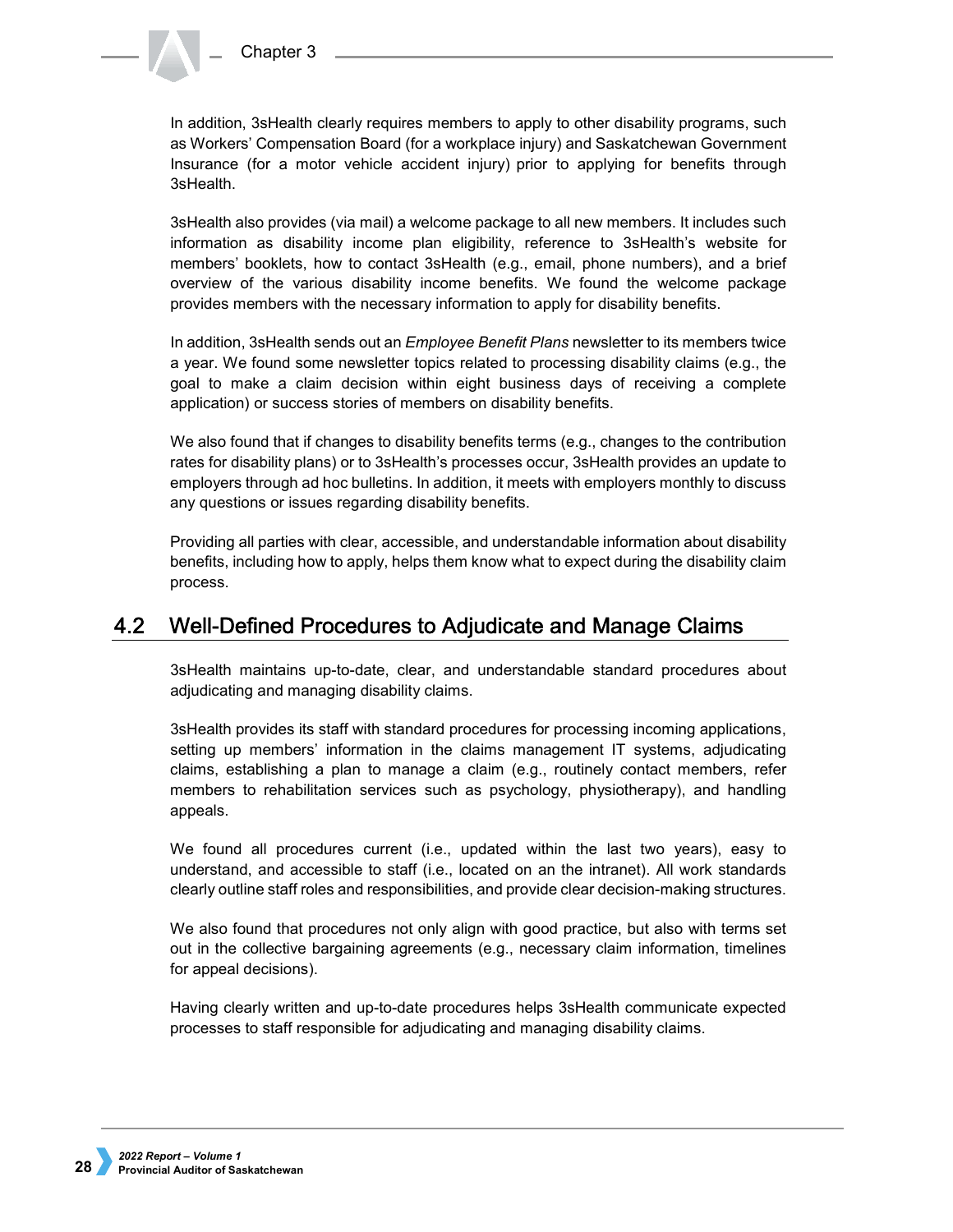In addition, 3sHealth clearly requires members to apply to other disability programs, such as Workers' Compensation Board (for a workplace injury) and Saskatchewan Government Insurance (for a motor vehicle accident injury) prior to applying for benefits through 3sHealth.

3sHealth also provides (via mail) a welcome package to all new members. It includes such information as disability income plan eligibility, reference to 3sHealth's website for members' booklets, how to contact 3sHealth (e.g., email, phone numbers), and a brief overview of the various disability income benefits. We found the welcome package provides members with the necessary information to apply for disability benefits.

In addition, 3sHealth sends out an *Employee Benefit Plans* newsletter to its members twice a year. We found some newsletter topics related to processing disability claims (e.g., the goal to make a claim decision within eight business days of receiving a complete application) or success stories of members on disability benefits.

We also found that if changes to disability benefits terms (e.g., changes to the contribution rates for disability plans) or to 3sHealth's processes occur, 3sHealth provides an update to employers through ad hoc bulletins. In addition, it meets with employers monthly to discuss any questions or issues regarding disability benefits.

Providing all parties with clear, accessible, and understandable information about disability benefits, including how to apply, helps them know what to expect during the disability claim process.

## 4.2 Well-Defined Procedures to Adjudicate and Manage Claims

3sHealth maintains up-to-date, clear, and understandable standard procedures about adjudicating and managing disability claims.

3sHealth provides its staff with standard procedures for processing incoming applications, setting up members' information in the claims management IT systems, adjudicating claims, establishing a plan to manage a claim (e.g., routinely contact members, refer members to rehabilitation services such as psychology, physiotherapy), and handling appeals.

We found all procedures current (i.e., updated within the last two years), easy to understand, and accessible to staff (i.e., located on an the intranet). All work standards clearly outline staff roles and responsibilities, and provide clear decision-making structures.

We also found that procedures not only align with good practice, but also with terms set out in the collective bargaining agreements (e.g., necessary claim information, timelines for appeal decisions).

Having clearly written and up-to-date procedures helps 3sHealth communicate expected processes to staff responsible for adjudicating and managing disability claims.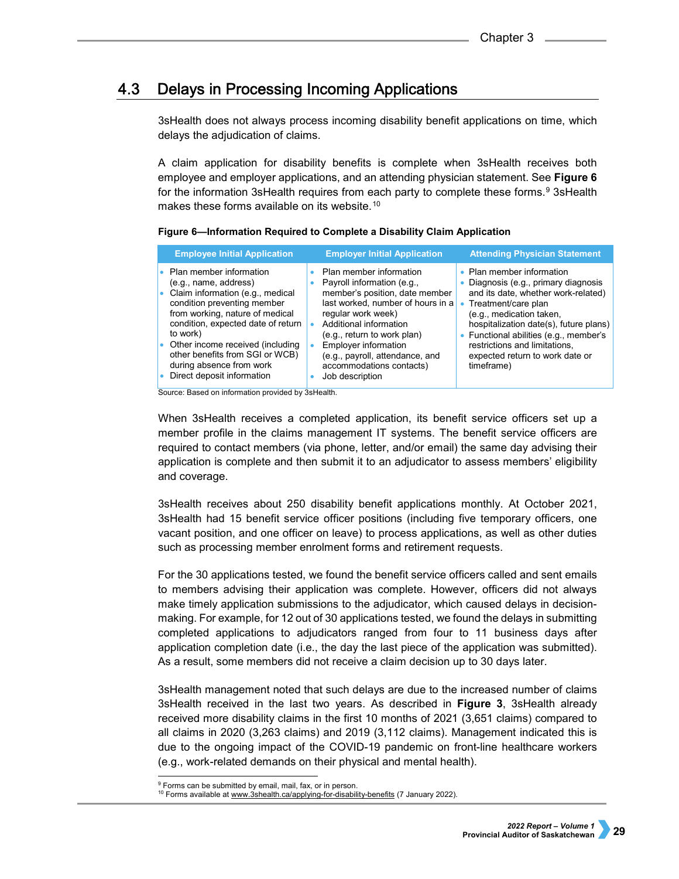## 4.3 Delays in Processing Incoming Applications

3sHealth does not always process incoming disability benefit applications on time, which delays the adjudication of claims.

A claim application for disability benefits is complete when 3sHealth receives both employee and employer applications, and an attending physician statement. See **Figure 6** for the information 3sHealth requires from each party to complete these forms.[9] 3sHealth makes these forms available on its website.[10]

**Figure 6—Information Required to Complete a Disability Claim Application**

| Employee Initial Application | Employer Initial Application | Attending Physician Statement |
|---|---|---|
| • Plan member information (e.g., name, address)<br>• Claim information (e.g., medical condition preventing member from working, nature of medical condition, expected date of return to work)<br>• Other income received (including other benefits from SGI or WCB) during absence from work<br>• Direct deposit information | • Plan member information<br>• Payroll information (e.g., member's position, date member last worked, number of hours in a regular work week)<br>• Additional information (e.g., return to work plan)<br>• Employer information (e.g., payroll, attendance, and accommodations contacts)<br>• Job description | • Plan member information<br>• Diagnosis (e.g., primary diagnosis and its date, whether work-related)<br>• Treatment/care plan (e.g., medication taken, hospitalization date(s), future plans)<br>• Functional abilities (e.g., member's restrictions and limitations, expected return to work date or timeframe) |

Source: Based on information provided by 3sHealth.

When 3sHealth receives a completed application, its benefit service officers set up a member profile in the claims management IT systems. The benefit service officers are required to contact members (via phone, letter, and/or email) the same day advising their application is complete and then submit it to an adjudicator to assess members' eligibility and coverage.

3sHealth receives about 250 disability benefit applications monthly. At October 2021, 3sHealth had 15 benefit service officer positions (including five temporary officers, one vacant position, and one officer on leave) to process applications, as well as other duties such as processing member enrolment forms and retirement requests.

For the 30 applications tested, we found the benefit service officers called and sent emails to members advising their application was complete. However, officers did not always make timely application submissions to the adjudicator, which caused delays in decision-making. For example, for 12 out of 30 applications tested, we found the delays in submitting completed applications to adjudicators ranged from four to 11 business days after application completion date (i.e., the day the last piece of the application was submitted). As a result, some members did not receive a claim decision up to 30 days later.

3sHealth management noted that such delays are due to the increased number of claims 3sHealth received in the last two years. As described in **Figure 3**, 3sHealth already received more disability claims in the first 10 months of 2021 (3,651 claims) compared to all claims in 2020 (3,263 claims) and 2019 (3,112 claims). Management indicated this is due to the ongoing impact of the COVID-19 pandemic on front-line healthcare workers (e.g., work-related demands on their physical and mental health).

---

[9] Forms can be submitted by email, mail, fax, or in person.

[10] Forms available at www.3shealth.ca/applying-for-disability-benefits (7 January 2022).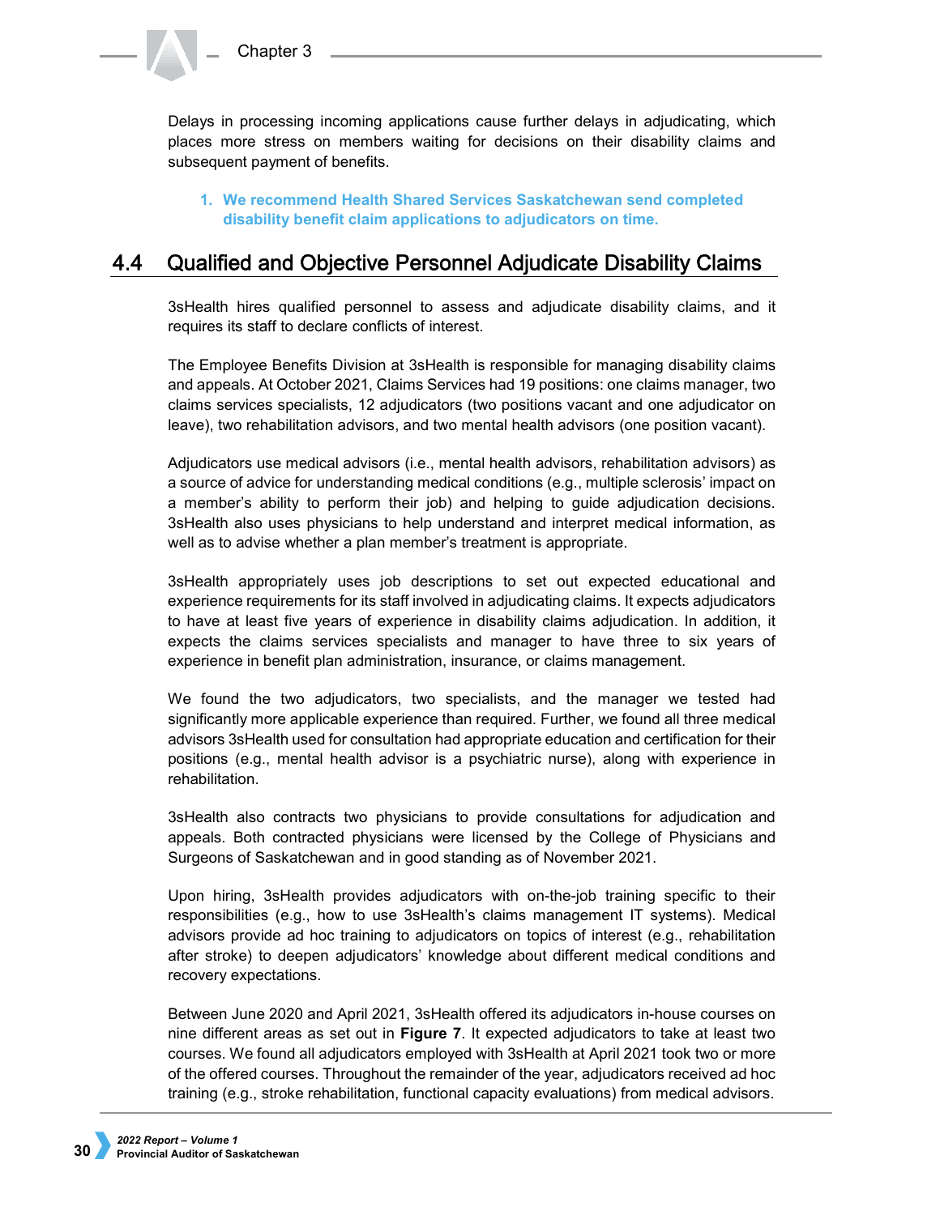Delays in processing incoming applications cause further delays in adjudicating, which places more stress on members waiting for decisions on their disability claims and subsequent payment of benefits.

1. **We recommend Health Shared Services Saskatchewan send completed disability benefit claim applications to adjudicators on time.**

## 4.4 Qualified and Objective Personnel Adjudicate Disability Claims

3sHealth hires qualified personnel to assess and adjudicate disability claims, and it requires its staff to declare conflicts of interest.

The Employee Benefits Division at 3sHealth is responsible for managing disability claims and appeals. At October 2021, Claims Services had 19 positions: one claims manager, two claims services specialists, 12 adjudicators (two positions vacant and one adjudicator on leave), two rehabilitation advisors, and two mental health advisors (one position vacant).

Adjudicators use medical advisors (i.e., mental health advisors, rehabilitation advisors) as a source of advice for understanding medical conditions (e.g., multiple sclerosis' impact on a member's ability to perform their job) and helping to guide adjudication decisions. 3sHealth also uses physicians to help understand and interpret medical information, as well as to advise whether a plan member's treatment is appropriate.

3sHealth appropriately uses job descriptions to set out expected educational and experience requirements for its staff involved in adjudicating claims. It expects adjudicators to have at least five years of experience in disability claims adjudication. In addition, it expects the claims services specialists and manager to have three to six years of experience in benefit plan administration, insurance, or claims management.

We found the two adjudicators, two specialists, and the manager we tested had significantly more applicable experience than required. Further, we found all three medical advisors 3sHealth used for consultation had appropriate education and certification for their positions (e.g., mental health advisor is a psychiatric nurse), along with experience in rehabilitation.

3sHealth also contracts two physicians to provide consultations for adjudication and appeals. Both contracted physicians were licensed by the College of Physicians and Surgeons of Saskatchewan and in good standing as of November 2021.

Upon hiring, 3sHealth provides adjudicators with on-the-job training specific to their responsibilities (e.g., how to use 3sHealth's claims management IT systems). Medical advisors provide ad hoc training to adjudicators on topics of interest (e.g., rehabilitation after stroke) to deepen adjudicators' knowledge about different medical conditions and recovery expectations.

Between June 2020 and April 2021, 3sHealth offered its adjudicators in-house courses on nine different areas as set out in **Figure 7**. It expected adjudicators to take at least two courses. We found all adjudicators employed with 3sHealth at April 2021 took two or more of the offered courses. Throughout the remainder of the year, adjudicators received ad hoc training (e.g., stroke rehabilitation, functional capacity evaluations) from medical advisors.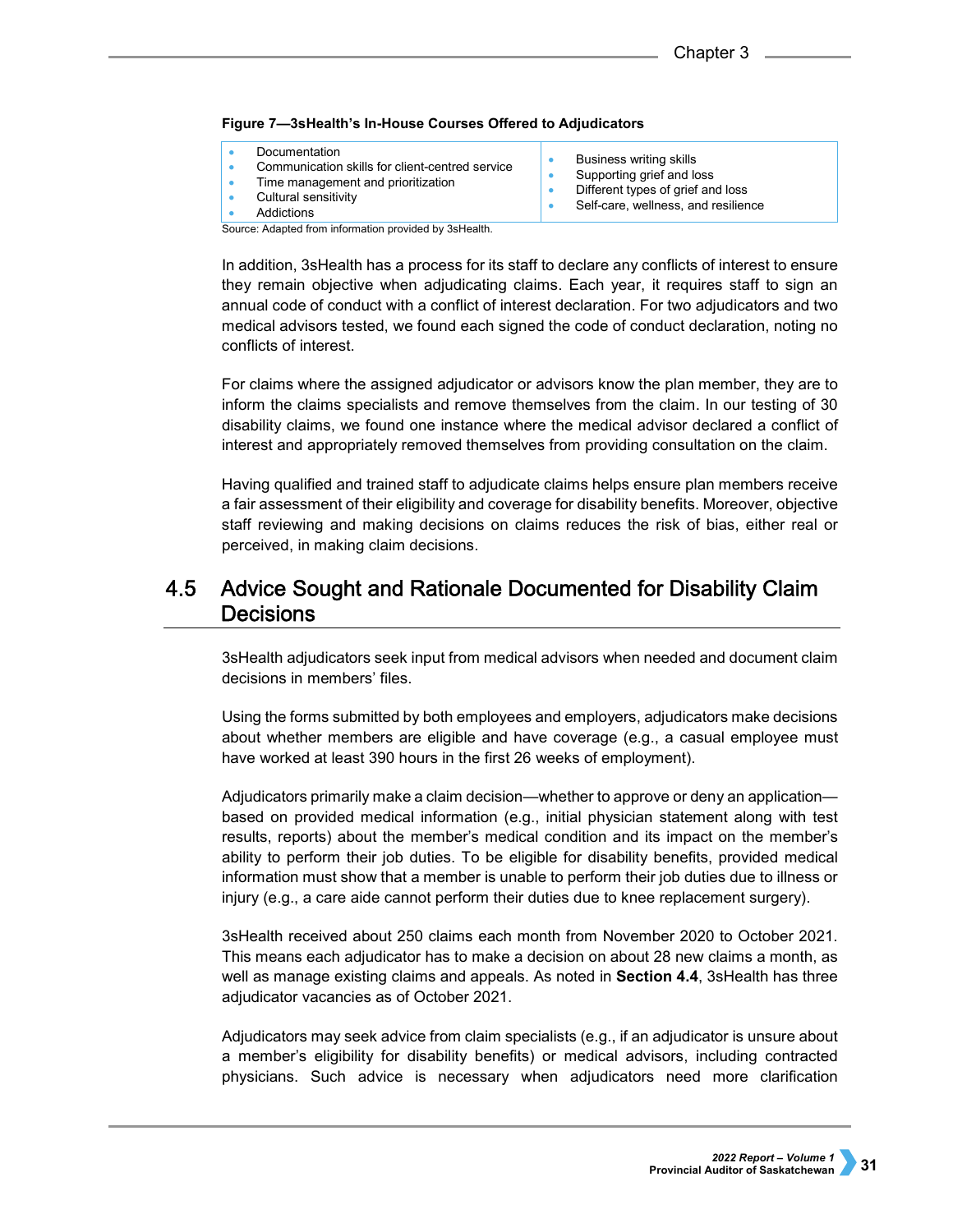**Figure 7—3sHealth's In-House Courses Offered to Adjudicators**

| | |
|---|---|
| • Documentation<br>• Communication skills for client-centred service<br>• Time management and prioritization<br>• Cultural sensitivity<br>• Addictions | • Business writing skills<br>• Supporting grief and loss<br>• Different types of grief and loss<br>• Self-care, wellness, and resilience |

Source: Adapted from information provided by 3sHealth.

In addition, 3sHealth has a process for its staff to declare any conflicts of interest to ensure they remain objective when adjudicating claims. Each year, it requires staff to sign an annual code of conduct with a conflict of interest declaration. For two adjudicators and two medical advisors tested, we found each signed the code of conduct declaration, noting no conflicts of interest.

For claims where the assigned adjudicator or advisors know the plan member, they are to inform the claims specialists and remove themselves from the claim. In our testing of 30 disability claims, we found one instance where the medical advisor declared a conflict of interest and appropriately removed themselves from providing consultation on the claim.

Having qualified and trained staff to adjudicate claims helps ensure plan members receive a fair assessment of their eligibility and coverage for disability benefits. Moreover, objective staff reviewing and making decisions on claims reduces the risk of bias, either real or perceived, in making claim decisions.

## 4.5 Advice Sought and Rationale Documented for Disability Claim Decisions

3sHealth adjudicators seek input from medical advisors when needed and document claim decisions in members' files.

Using the forms submitted by both employees and employers, adjudicators make decisions about whether members are eligible and have coverage (e.g., a casual employee must have worked at least 390 hours in the first 26 weeks of employment).

Adjudicators primarily make a claim decision—whether to approve or deny an application—based on provided medical information (e.g., initial physician statement along with test results, reports) about the member's medical condition and its impact on the member's ability to perform their job duties. To be eligible for disability benefits, provided medical information must show that a member is unable to perform their job duties due to illness or injury (e.g., a care aide cannot perform their duties due to knee replacement surgery).

3sHealth received about 250 claims each month from November 2020 to October 2021. This means each adjudicator has to make a decision on about 28 new claims a month, as well as manage existing claims and appeals. As noted in **Section 4.4**, 3sHealth has three adjudicator vacancies as of October 2021.

Adjudicators may seek advice from claim specialists (e.g., if an adjudicator is unsure about a member's eligibility for disability benefits) or medical advisors, including contracted physicians. Such advice is necessary when adjudicators need more clarification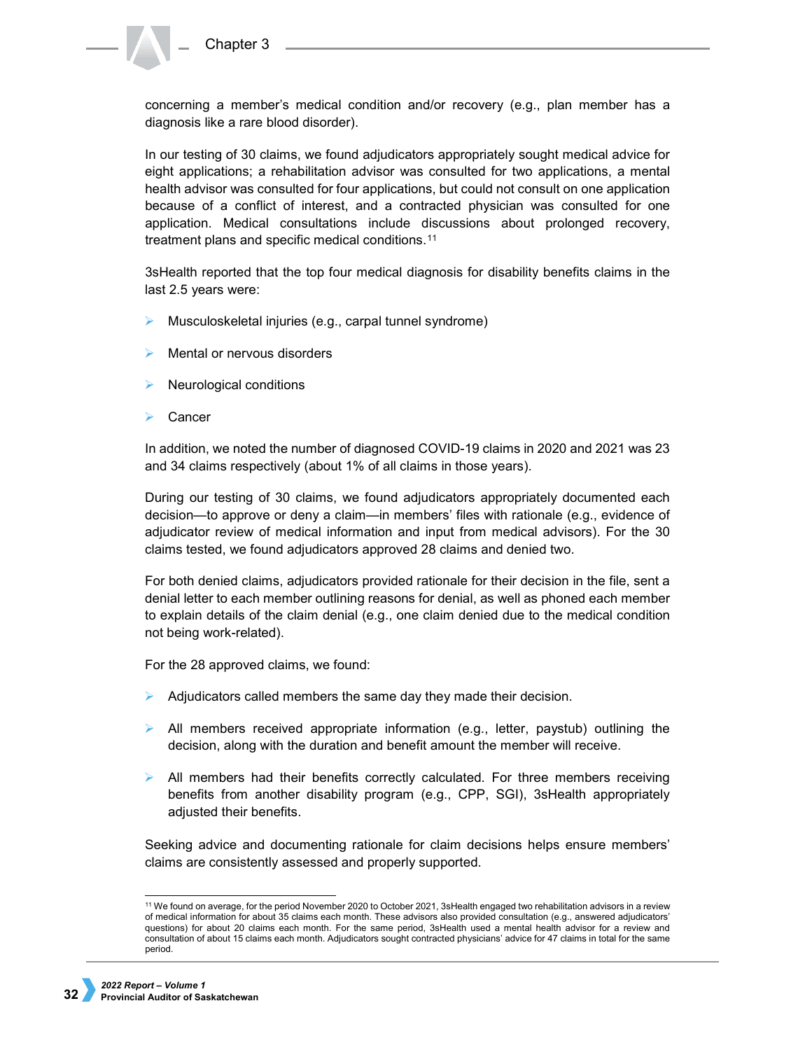concerning a member's medical condition and/or recovery (e.g., plan member has a diagnosis like a rare blood disorder).

In our testing of 30 claims, we found adjudicators appropriately sought medical advice for eight applications; a rehabilitation advisor was consulted for two applications, a mental health advisor was consulted for four applications, but could not consult on one application because of a conflict of interest, and a contracted physician was consulted for one application. Medical consultations include discussions about prolonged recovery, treatment plans and specific medical conditions.[11]

3sHealth reported that the top four medical diagnosis for disability benefits claims in the last 2.5 years were:

- Musculoskeletal injuries (e.g., carpal tunnel syndrome)
- Mental or nervous disorders
- Neurological conditions
- Cancer

In addition, we noted the number of diagnosed COVID-19 claims in 2020 and 2021 was 23 and 34 claims respectively (about 1% of all claims in those years).

During our testing of 30 claims, we found adjudicators appropriately documented each decision—to approve or deny a claim—in members' files with rationale (e.g., evidence of adjudicator review of medical information and input from medical advisors). For the 30 claims tested, we found adjudicators approved 28 claims and denied two.

For both denied claims, adjudicators provided rationale for their decision in the file, sent a denial letter to each member outlining reasons for denial, as well as phoned each member to explain details of the claim denial (e.g., one claim denied due to the medical condition not being work-related).

For the 28 approved claims, we found:

- Adjudicators called members the same day they made their decision.
- All members received appropriate information (e.g., letter, paystub) outlining the decision, along with the duration and benefit amount the member will receive.
- All members had their benefits correctly calculated. For three members receiving benefits from another disability program (e.g., CPP, SGI), 3sHealth appropriately adjusted their benefits.

Seeking advice and documenting rationale for claim decisions helps ensure members' claims are consistently assessed and properly supported.

---

[11] We found on average, for the period November 2020 to October 2021, 3sHealth engaged two rehabilitation advisors in a review of medical information for about 35 claims each month. These advisors also provided consultation (e.g., answered adjudicators' questions) for about 20 claims each month. For the same period, 3sHealth used a mental health advisor for a review and consultation of about 15 claims each month. Adjudicators sought contracted physicians' advice for 47 claims in total for the same period.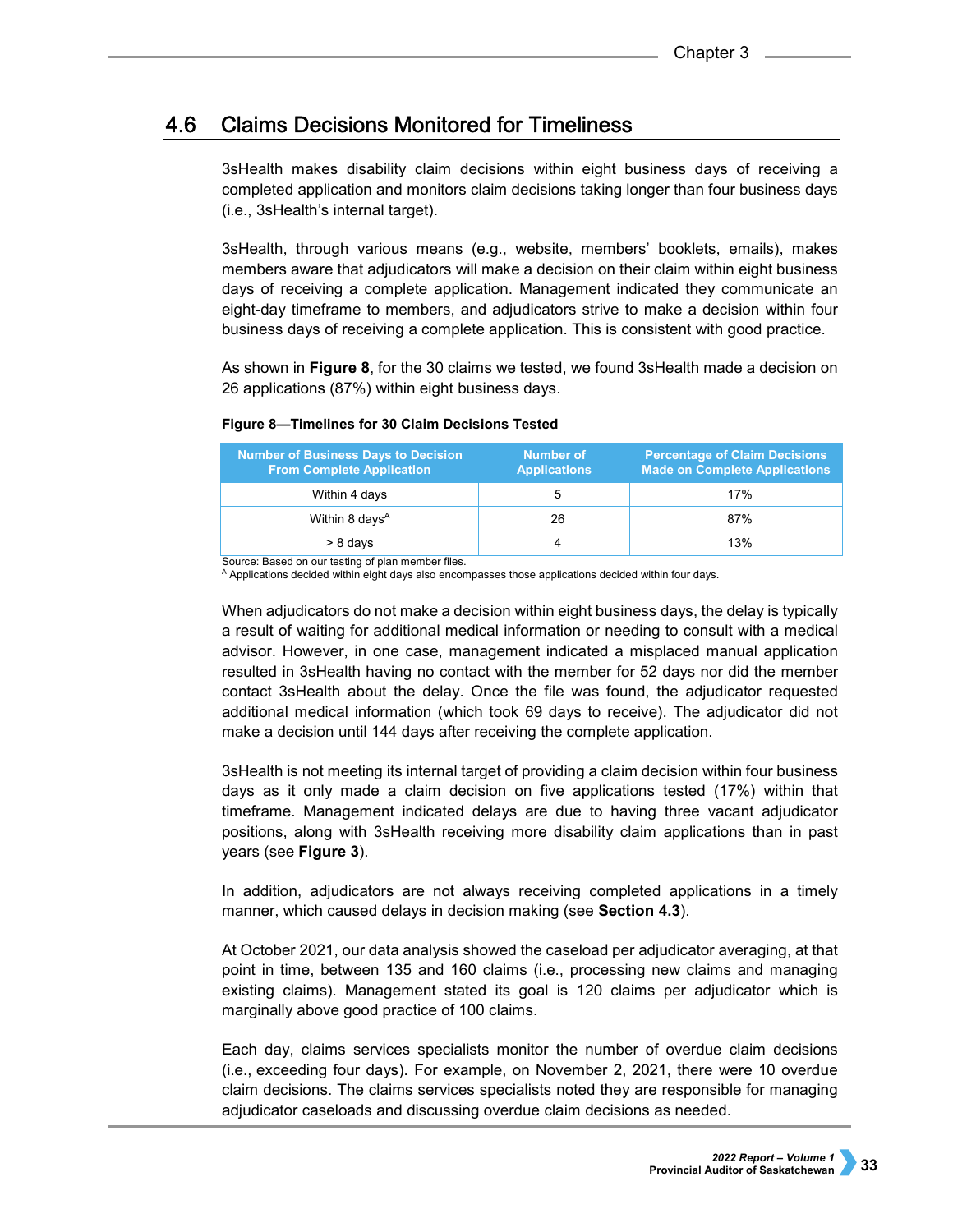## 4.6 Claims Decisions Monitored for Timeliness

3sHealth makes disability claim decisions within eight business days of receiving a completed application and monitors claim decisions taking longer than four business days (i.e., 3sHealth's internal target).

3sHealth, through various means (e.g., website, members' booklets, emails), makes members aware that adjudicators will make a decision on their claim within eight business days of receiving a complete application. Management indicated they communicate an eight-day timeframe to members, and adjudicators strive to make a decision within four business days of receiving a complete application. This is consistent with good practice.

As shown in **Figure 8**, for the 30 claims we tested, we found 3sHealth made a decision on 26 applications (87%) within eight business days.

**Figure 8—Timelines for 30 Claim Decisions Tested**

| Number of Business Days to Decision From Complete Application | Number of Applications | Percentage of Claim Decisions Made on Complete Applications |
|---|---|---|
| Within 4 days | 5 | 17% |
| Within 8 days[A] | 26 | 87% |
| > 8 days | 4 | 13% |

Source: Based on our testing of plan member files.
[A] Applications decided within eight days also encompasses those applications decided within four days.

When adjudicators do not make a decision within eight business days, the delay is typically a result of waiting for additional medical information or needing to consult with a medical advisor. However, in one case, management indicated a misplaced manual application resulted in 3sHealth having no contact with the member for 52 days nor did the member contact 3sHealth about the delay. Once the file was found, the adjudicator requested additional medical information (which took 69 days to receive). The adjudicator did not make a decision until 144 days after receiving the complete application.

3sHealth is not meeting its internal target of providing a claim decision within four business days as it only made a claim decision on five applications tested (17%) within that timeframe. Management indicated delays are due to having three vacant adjudicator positions, along with 3sHealth receiving more disability claim applications than in past years (see **Figure 3**).

In addition, adjudicators are not always receiving completed applications in a timely manner, which caused delays in decision making (see **Section 4.3**).

At October 2021, our data analysis showed the caseload per adjudicator averaging, at that point in time, between 135 and 160 claims (i.e., processing new claims and managing existing claims). Management stated its goal is 120 claims per adjudicator which is marginally above good practice of 100 claims.

Each day, claims services specialists monitor the number of overdue claim decisions (i.e., exceeding four days). For example, on November 2, 2021, there were 10 overdue claim decisions. The claims services specialists noted they are responsible for managing adjudicator caseloads and discussing overdue claim decisions as needed.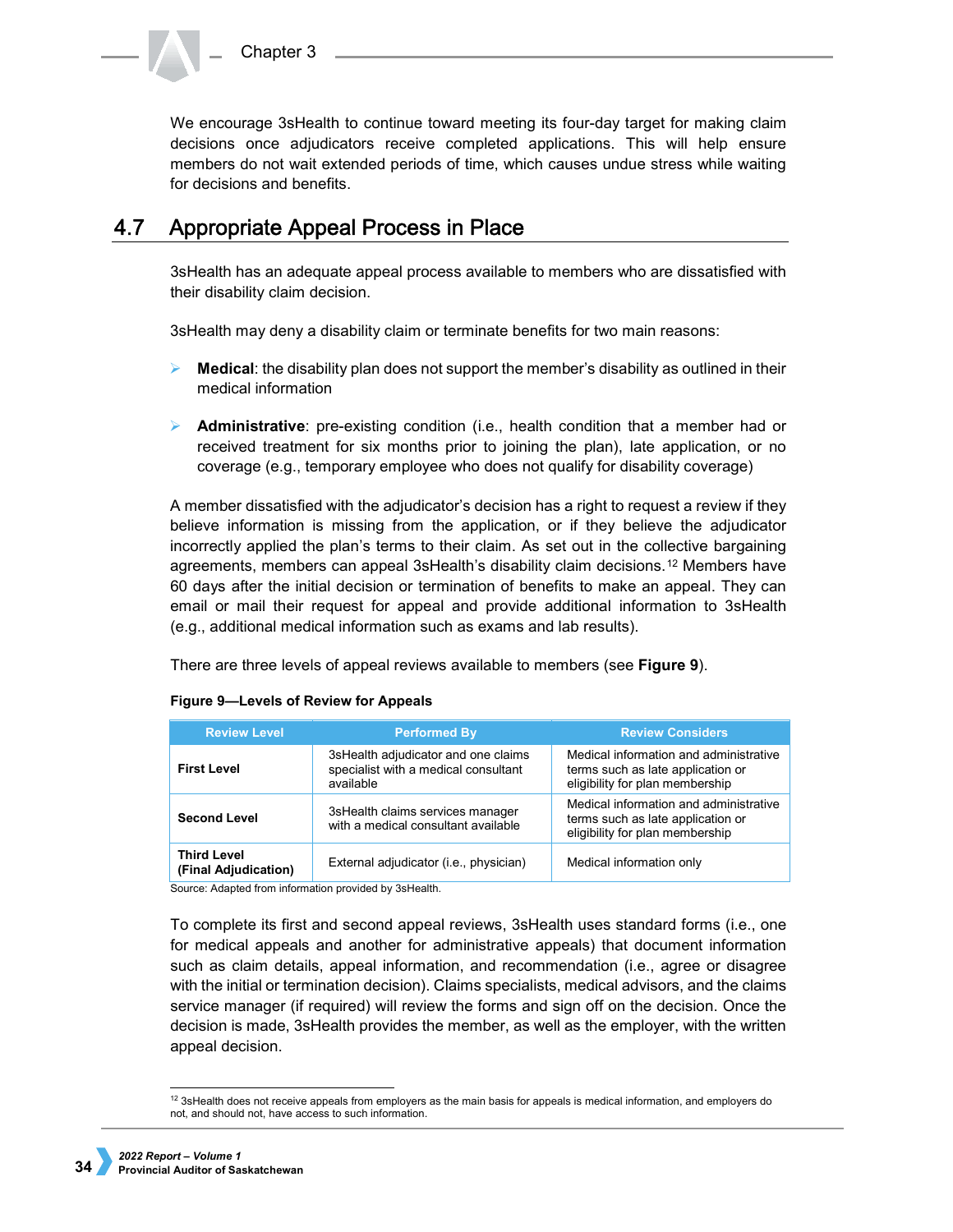We encourage 3sHealth to continue toward meeting its four-day target for making claim decisions once adjudicators receive completed applications. This will help ensure members do not wait extended periods of time, which causes undue stress while waiting for decisions and benefits.

## 4.7 Appropriate Appeal Process in Place

3sHealth has an adequate appeal process available to members who are dissatisfied with their disability claim decision.

3sHealth may deny a disability claim or terminate benefits for two main reasons:

- **Medical**: the disability plan does not support the member's disability as outlined in their medical information
- **Administrative**: pre-existing condition (i.e., health condition that a member had or received treatment for six months prior to joining the plan), late application, or no coverage (e.g., temporary employee who does not qualify for disability coverage)

A member dissatisfied with the adjudicator's decision has a right to request a review if they believe information is missing from the application, or if they believe the adjudicator incorrectly applied the plan's terms to their claim. As set out in the collective bargaining agreements, members can appeal 3sHealth's disability claim decisions.[12] Members have 60 days after the initial decision or termination of benefits to make an appeal. They can email or mail their request for appeal and provide additional information to 3sHealth (e.g., additional medical information such as exams and lab results).

There are three levels of appeal reviews available to members (see **Figure 9**).

**Figure 9—Levels of Review for Appeals**

| Review Level | Performed By | Review Considers |
|---|---|---|
| **First Level** | 3sHealth adjudicator and one claims specialist with a medical consultant available | Medical information and administrative terms such as late application or eligibility for plan membership |
| **Second Level** | 3sHealth claims services manager with a medical consultant available | Medical information and administrative terms such as late application or eligibility for plan membership |
| **Third Level (Final Adjudication)** | External adjudicator (i.e., physician) | Medical information only |

Source: Adapted from information provided by 3sHealth.

To complete its first and second appeal reviews, 3sHealth uses standard forms (i.e., one for medical appeals and another for administrative appeals) that document information such as claim details, appeal information, and recommendation (i.e., agree or disagree with the initial or termination decision). Claims specialists, medical advisors, and the claims service manager (if required) will review the forms and sign off on the decision. Once the decision is made, 3sHealth provides the member, as well as the employer, with the written appeal decision.

[12] 3sHealth does not receive appeals from employers as the main basis for appeals is medical information, and employers do not, and should not, have access to such information.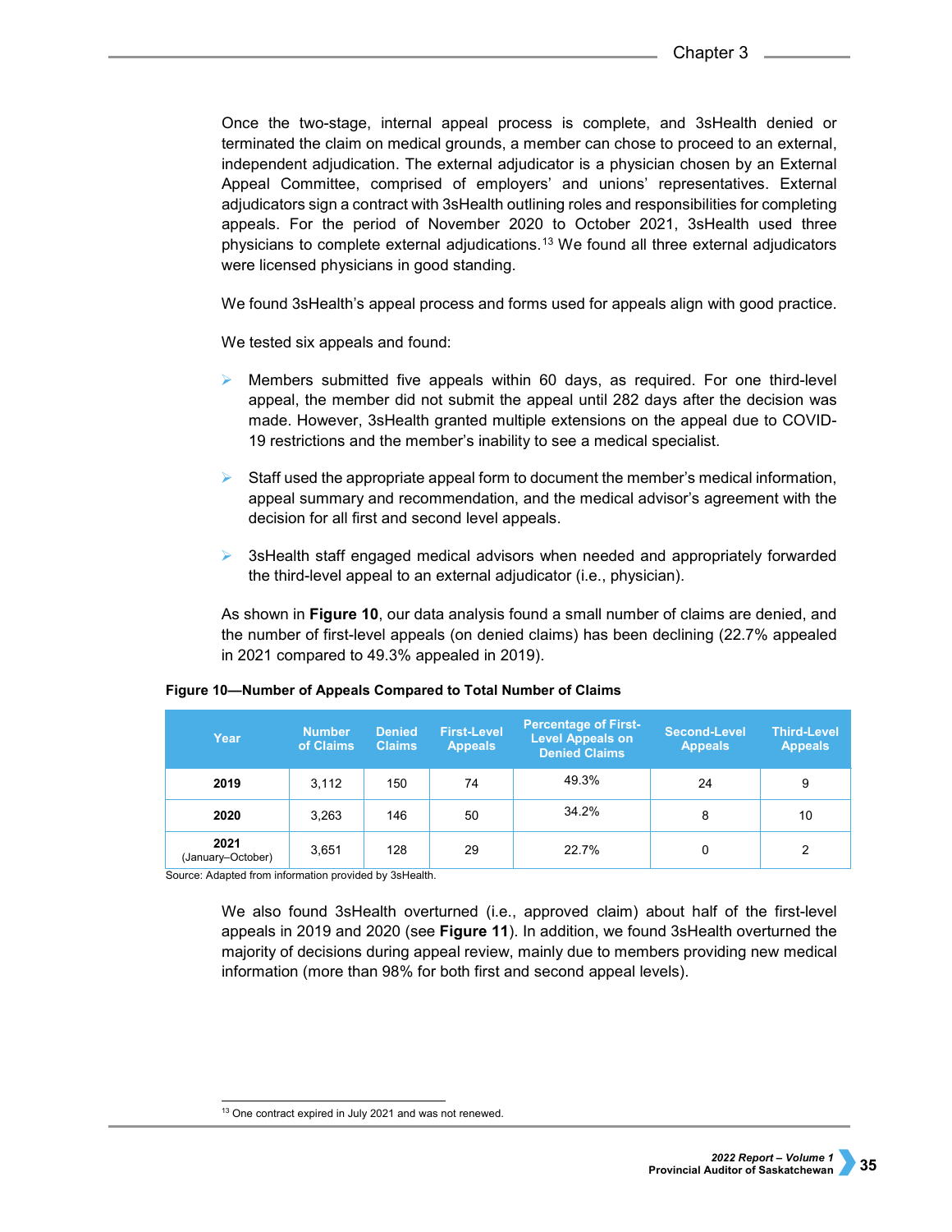Once the two-stage, internal appeal process is complete, and 3sHealth denied or terminated the claim on medical grounds, a member can chose to proceed to an external, independent adjudication. The external adjudicator is a physician chosen by an External Appeal Committee, comprised of employers' and unions' representatives. External adjudicators sign a contract with 3sHealth outlining roles and responsibilities for completing appeals. For the period of November 2020 to October 2021, 3sHealth used three physicians to complete external adjudications.[13] We found all three external adjudicators were licensed physicians in good standing.

We found 3sHealth's appeal process and forms used for appeals align with good practice.

We tested six appeals and found:

- Members submitted five appeals within 60 days, as required. For one third-level appeal, the member did not submit the appeal until 282 days after the decision was made. However, 3sHealth granted multiple extensions on the appeal due to COVID-19 restrictions and the member's inability to see a medical specialist.

- Staff used the appropriate appeal form to document the member's medical information, appeal summary and recommendation, and the medical advisor's agreement with the decision for all first and second level appeals.

- 3sHealth staff engaged medical advisors when needed and appropriately forwarded the third-level appeal to an external adjudicator (i.e., physician).

As shown in **Figure 10**, our data analysis found a small number of claims are denied, and the number of first-level appeals (on denied claims) has been declining (22.7% appealed in 2021 compared to 49.3% appealed in 2019).

**Figure 10—Number of Appeals Compared to Total Number of Claims**

| Year | Number of Claims | Denied Claims | First-Level Appeals | Percentage of First-Level Appeals on Denied Claims | Second-Level Appeals | Third-Level Appeals |
|---|---|---|---|---|---|---|
| **2019** | 3,112 | 150 | 74 | 49.3% | 24 | 9 |
| **2020** | 3,263 | 146 | 50 | 34.2% | 8 | 10 |
| **2021** (January–October) | 3,651 | 128 | 29 | 22.7% | 0 | 2 |

Source: Adapted from information provided by 3sHealth.

We also found 3sHealth overturned (i.e., approved claim) about half of the first-level appeals in 2019 and 2020 (see **Figure 11**). In addition, we found 3sHealth overturned the majority of decisions during appeal review, mainly due to members providing new medical information (more than 98% for both first and second appeal levels).

[13] One contract expired in July 2021 and was not renewed.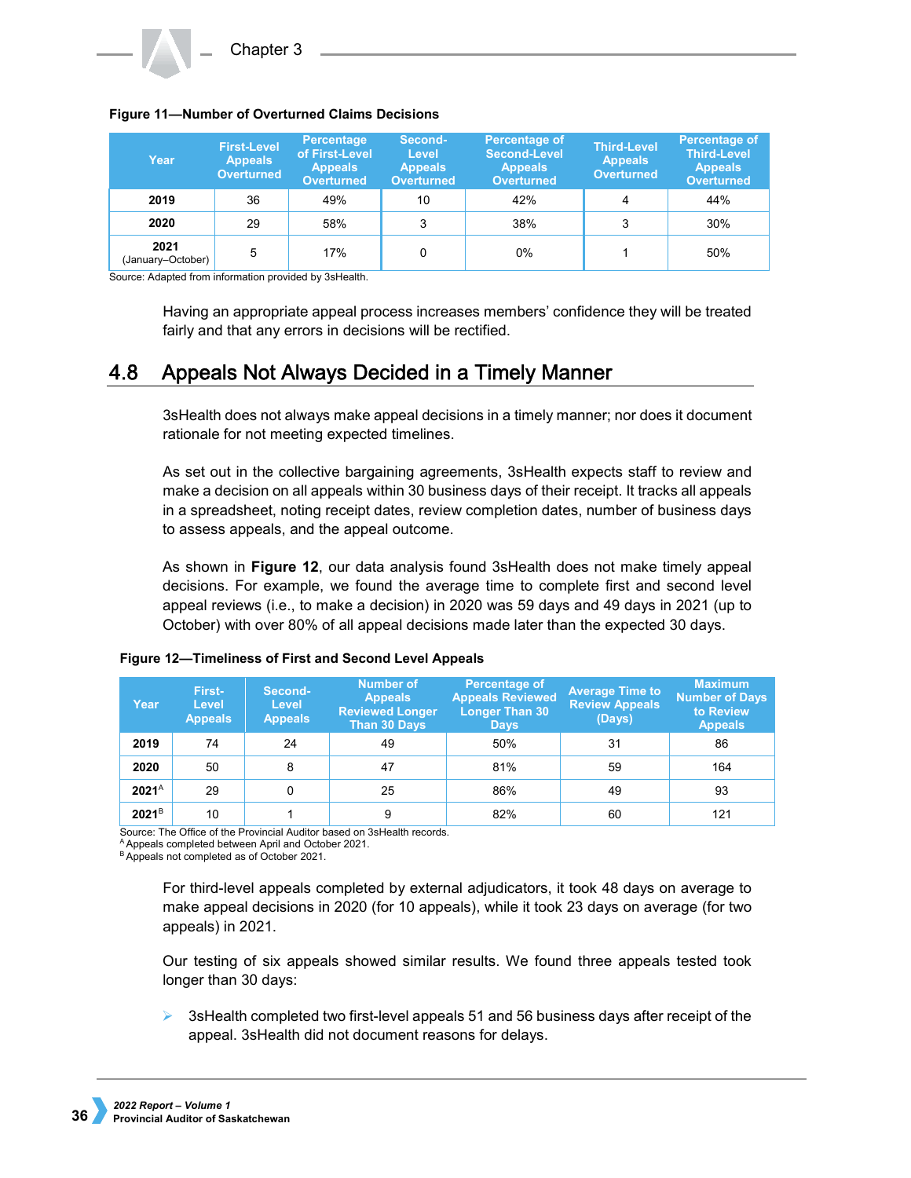**Figure 11—Number of Overturned Claims Decisions**

| Year | First-Level Appeals Overturned | Percentage of First-Level Appeals Overturned | Second-Level Appeals Overturned | Percentage of Second-Level Appeals Overturned | Third-Level Appeals Overturned | Percentage of Third-Level Appeals Overturned |
|---|---|---|---|---|---|---|
| **2019** | 36 | 49% | 10 | 42% | 4 | 44% |
| **2020** | 29 | 58% | 3 | 38% | 3 | 30% |
| **2021** (January–October) | 5 | 17% | 0 | 0% | 1 | 50% |

Source: Adapted from information provided by 3sHealth.

Having an appropriate appeal process increases members' confidence they will be treated fairly and that any errors in decisions will be rectified.

## 4.8 Appeals Not Always Decided in a Timely Manner

3sHealth does not always make appeal decisions in a timely manner; nor does it document rationale for not meeting expected timelines.

As set out in the collective bargaining agreements, 3sHealth expects staff to review and make a decision on all appeals within 30 business days of their receipt. It tracks all appeals in a spreadsheet, noting receipt dates, review completion dates, number of business days to assess appeals, and the appeal outcome.

As shown in **Figure 12**, our data analysis found 3sHealth does not make timely appeal decisions. For example, we found the average time to complete first and second level appeal reviews (i.e., to make a decision) in 2020 was 59 days and 49 days in 2021 (up to October) with over 80% of all appeal decisions made later than the expected 30 days.

**Figure 12—Timeliness of First and Second Level Appeals**

| Year | First-Level Appeals | Second-Level Appeals | Number of Appeals Reviewed Longer Than 30 Days | Percentage of Appeals Reviewed Longer Than 30 Days | Average Time to Review Appeals (Days) | Maximum Number of Days to Review Appeals |
|---|---|---|---|---|---|---|
| **2019** | 74 | 24 | 49 | 50% | 31 | 86 |
| **2020** | 50 | 8 | 47 | 81% | 59 | 164 |
| **2021**[A] | 29 | 0 | 25 | 86% | 49 | 93 |
| **2021**[B] | 10 | 1 | 9 | 82% | 60 | 121 |

Source: The Office of the Provincial Auditor based on 3sHealth records.
[A] Appeals completed between April and October 2021.
[B] Appeals not completed as of October 2021.

For third-level appeals completed by external adjudicators, it took 48 days on average to make appeal decisions in 2020 (for 10 appeals), while it took 23 days on average (for two appeals) in 2021.

Our testing of six appeals showed similar results. We found three appeals tested took longer than 30 days:

- 3sHealth completed two first-level appeals 51 and 56 business days after receipt of the appeal. 3sHealth did not document reasons for delays.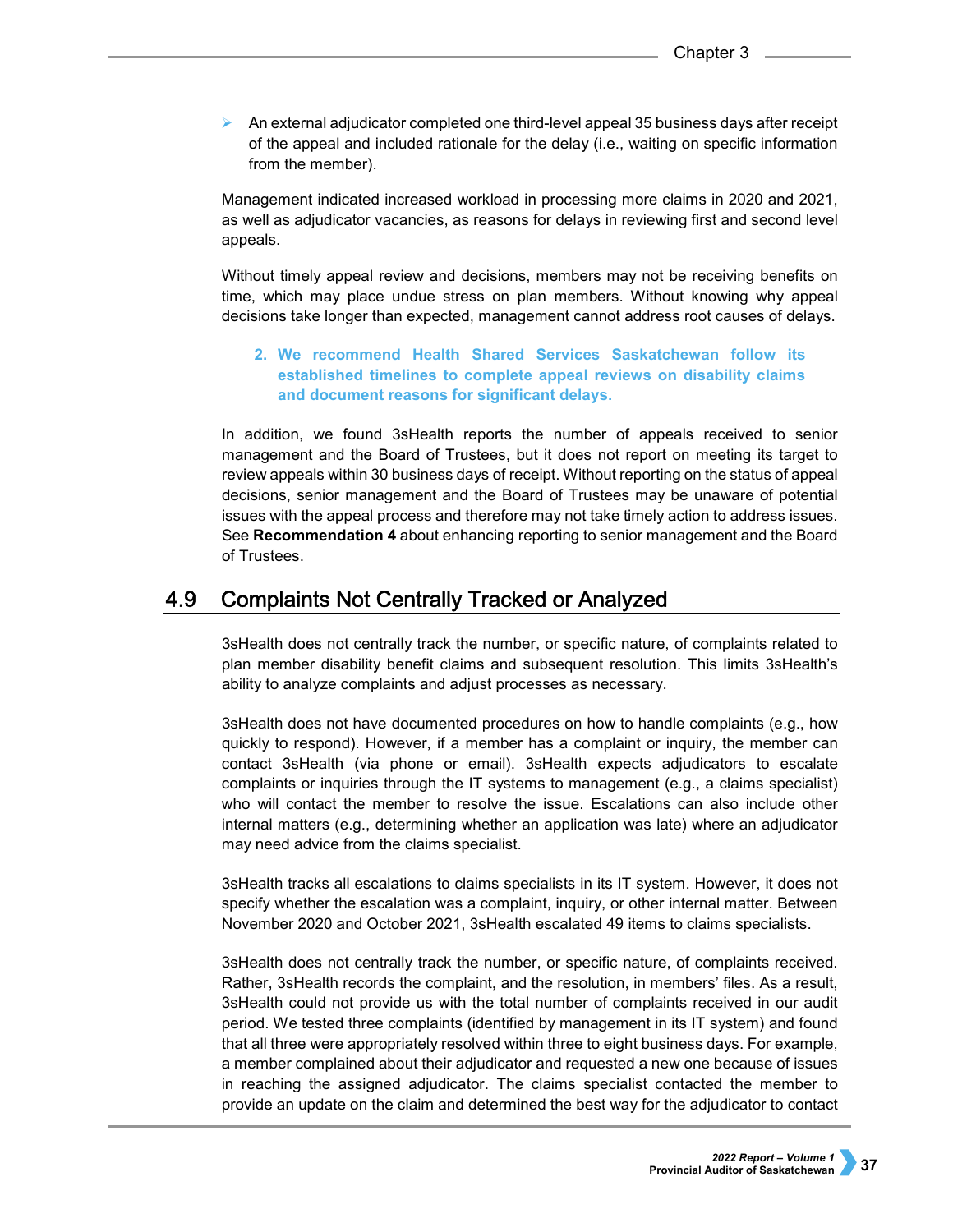- An external adjudicator completed one third-level appeal 35 business days after receipt of the appeal and included rationale for the delay (i.e., waiting on specific information from the member).

Management indicated increased workload in processing more claims in 2020 and 2021, as well as adjudicator vacancies, as reasons for delays in reviewing first and second level appeals.

Without timely appeal review and decisions, members may not be receiving benefits on time, which may place undue stress on plan members. Without knowing why appeal decisions take longer than expected, management cannot address root causes of delays.

> **2. We recommend Health Shared Services Saskatchewan follow its established timelines to complete appeal reviews on disability claims and document reasons for significant delays.**

In addition, we found 3sHealth reports the number of appeals received to senior management and the Board of Trustees, but it does not report on meeting its target to review appeals within 30 business days of receipt. Without reporting on the status of appeal decisions, senior management and the Board of Trustees may be unaware of potential issues with the appeal process and therefore may not take timely action to address issues. See **Recommendation 4** about enhancing reporting to senior management and the Board of Trustees.

## 4.9 Complaints Not Centrally Tracked or Analyzed

3sHealth does not centrally track the number, or specific nature, of complaints related to plan member disability benefit claims and subsequent resolution. This limits 3sHealth's ability to analyze complaints and adjust processes as necessary.

3sHealth does not have documented procedures on how to handle complaints (e.g., how quickly to respond). However, if a member has a complaint or inquiry, the member can contact 3sHealth (via phone or email). 3sHealth expects adjudicators to escalate complaints or inquiries through the IT systems to management (e.g., a claims specialist) who will contact the member to resolve the issue. Escalations can also include other internal matters (e.g., determining whether an application was late) where an adjudicator may need advice from the claims specialist.

3sHealth tracks all escalations to claims specialists in its IT system. However, it does not specify whether the escalation was a complaint, inquiry, or other internal matter. Between November 2020 and October 2021, 3sHealth escalated 49 items to claims specialists.

3sHealth does not centrally track the number, or specific nature, of complaints received. Rather, 3sHealth records the complaint, and the resolution, in members' files. As a result, 3sHealth could not provide us with the total number of complaints received in our audit period. We tested three complaints (identified by management in its IT system) and found that all three were appropriately resolved within three to eight business days. For example, a member complained about their adjudicator and requested a new one because of issues in reaching the assigned adjudicator. The claims specialist contacted the member to provide an update on the claim and determined the best way for the adjudicator to contact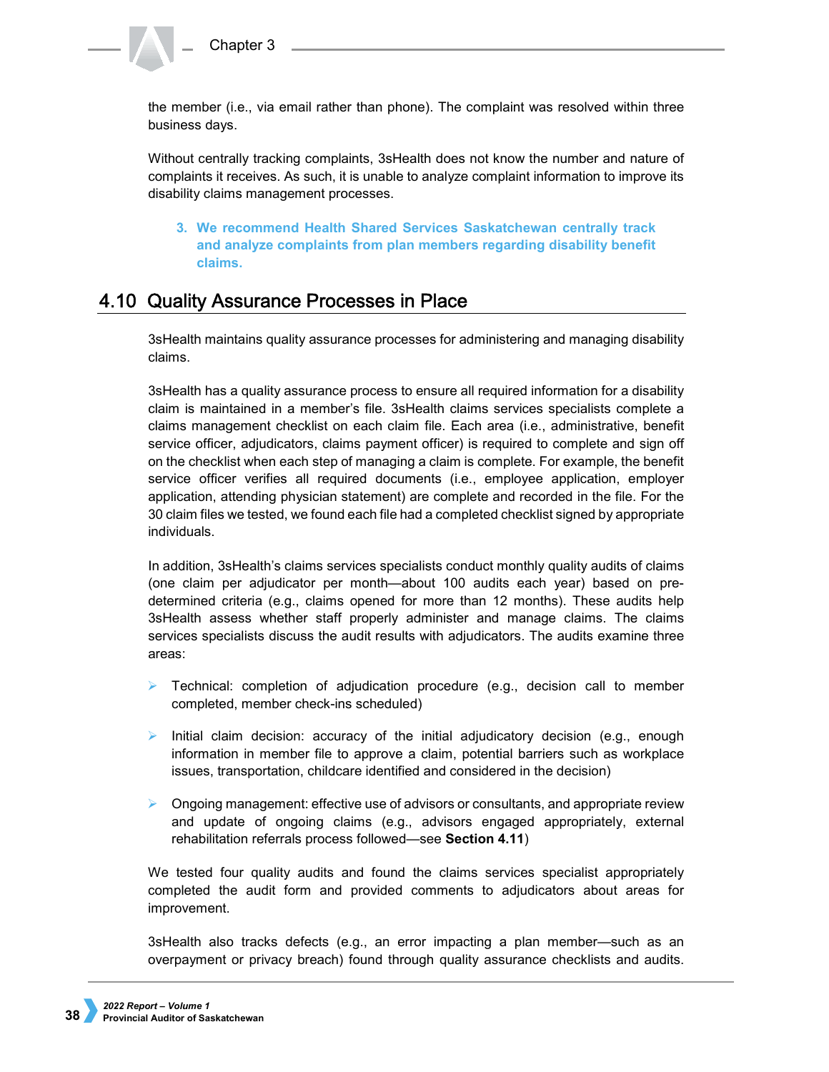the member (i.e., via email rather than phone). The complaint was resolved within three business days.

Without centrally tracking complaints, 3sHealth does not know the number and nature of complaints it receives. As such, it is unable to analyze complaint information to improve its disability claims management processes.

> **3. We recommend Health Shared Services Saskatchewan centrally track and analyze complaints from plan members regarding disability benefit claims.**

## 4.10 Quality Assurance Processes in Place

3sHealth maintains quality assurance processes for administering and managing disability claims.

3sHealth has a quality assurance process to ensure all required information for a disability claim is maintained in a member's file. 3sHealth claims services specialists complete a claims management checklist on each claim file. Each area (i.e., administrative, benefit service officer, adjudicators, claims payment officer) is required to complete and sign off on the checklist when each step of managing a claim is complete. For example, the benefit service officer verifies all required documents (i.e., employee application, employer application, attending physician statement) are complete and recorded in the file. For the 30 claim files we tested, we found each file had a completed checklist signed by appropriate individuals.

In addition, 3sHealth's claims services specialists conduct monthly quality audits of claims (one claim per adjudicator per month—about 100 audits each year) based on pre-determined criteria (e.g., claims opened for more than 12 months). These audits help 3sHealth assess whether staff properly administer and manage claims. The claims services specialists discuss the audit results with adjudicators. The audits examine three areas:

- Technical: completion of adjudication procedure (e.g., decision call to member completed, member check-ins scheduled)
- Initial claim decision: accuracy of the initial adjudicatory decision (e.g., enough information in member file to approve a claim, potential barriers such as workplace issues, transportation, childcare identified and considered in the decision)
- Ongoing management: effective use of advisors or consultants, and appropriate review and update of ongoing claims (e.g., advisors engaged appropriately, external rehabilitation referrals process followed—see **Section 4.11**)

We tested four quality audits and found the claims services specialist appropriately completed the audit form and provided comments to adjudicators about areas for improvement.

3sHealth also tracks defects (e.g., an error impacting a plan member—such as an overpayment or privacy breach) found through quality assurance checklists and audits.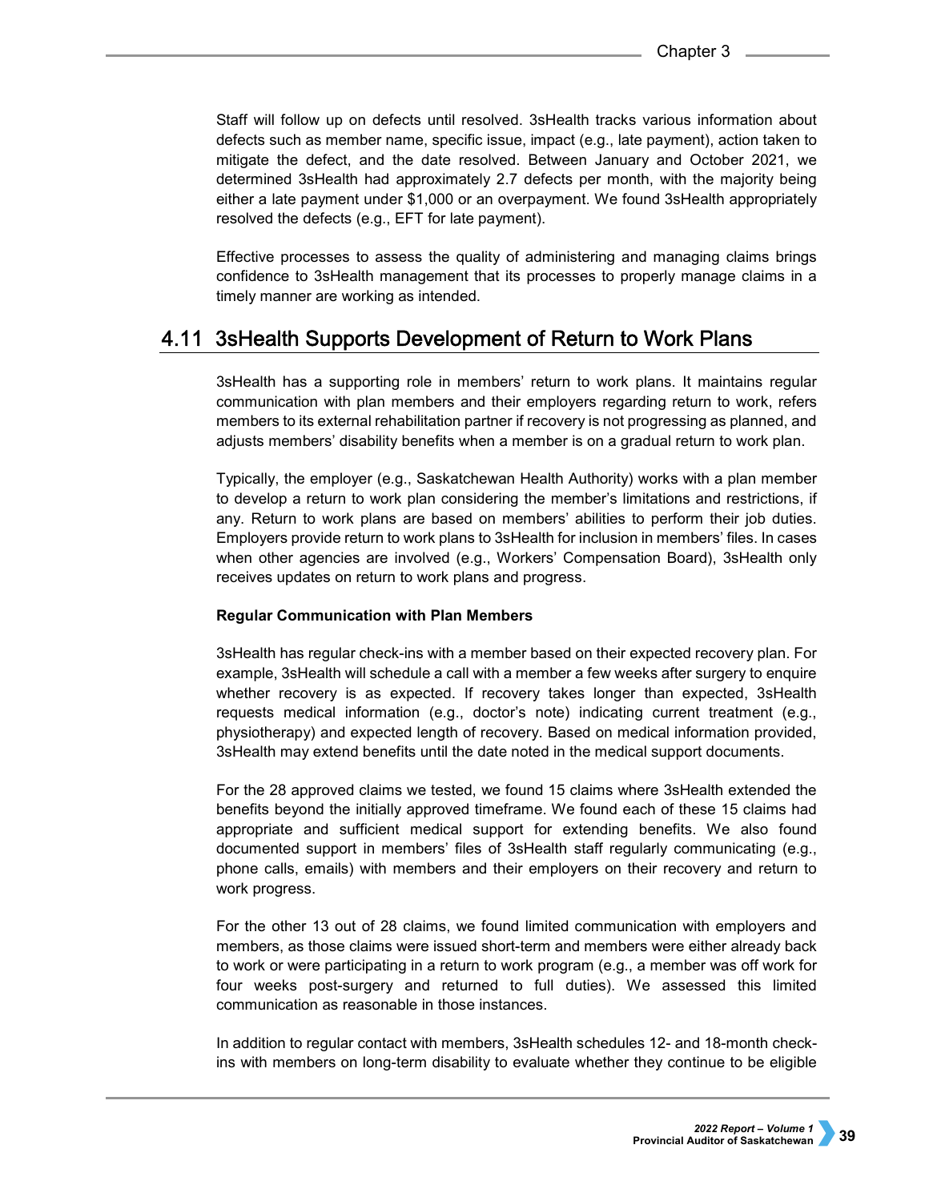Staff will follow up on defects until resolved. 3sHealth tracks various information about defects such as member name, specific issue, impact (e.g., late payment), action taken to mitigate the defect, and the date resolved. Between January and October 2021, we determined 3sHealth had approximately 2.7 defects per month, with the majority being either a late payment under $1,000 or an overpayment. We found 3sHealth appropriately resolved the defects (e.g., EFT for late payment).

Effective processes to assess the quality of administering and managing claims brings confidence to 3sHealth management that its processes to properly manage claims in a timely manner are working as intended.

## 4.11 3sHealth Supports Development of Return to Work Plans

3sHealth has a supporting role in members' return to work plans. It maintains regular communication with plan members and their employers regarding return to work, refers members to its external rehabilitation partner if recovery is not progressing as planned, and adjusts members' disability benefits when a member is on a gradual return to work plan.

Typically, the employer (e.g., Saskatchewan Health Authority) works with a plan member to develop a return to work plan considering the member's limitations and restrictions, if any. Return to work plans are based on members' abilities to perform their job duties. Employers provide return to work plans to 3sHealth for inclusion in members' files. In cases when other agencies are involved (e.g., Workers' Compensation Board), 3sHealth only receives updates on return to work plans and progress.

**Regular Communication with Plan Members**

3sHealth has regular check-ins with a member based on their expected recovery plan. For example, 3sHealth will schedule a call with a member a few weeks after surgery to enquire whether recovery is as expected. If recovery takes longer than expected, 3sHealth requests medical information (e.g., doctor's note) indicating current treatment (e.g., physiotherapy) and expected length of recovery. Based on medical information provided, 3sHealth may extend benefits until the date noted in the medical support documents.

For the 28 approved claims we tested, we found 15 claims where 3sHealth extended the benefits beyond the initially approved timeframe. We found each of these 15 claims had appropriate and sufficient medical support for extending benefits. We also found documented support in members' files of 3sHealth staff regularly communicating (e.g., phone calls, emails) with members and their employers on their recovery and return to work progress.

For the other 13 out of 28 claims, we found limited communication with employers and members, as those claims were issued short-term and members were either already back to work or were participating in a return to work program (e.g., a member was off work for four weeks post-surgery and returned to full duties). We assessed this limited communication as reasonable in those instances.

In addition to regular contact with members, 3sHealth schedules 12- and 18-month check-ins with members on long-term disability to evaluate whether they continue to be eligible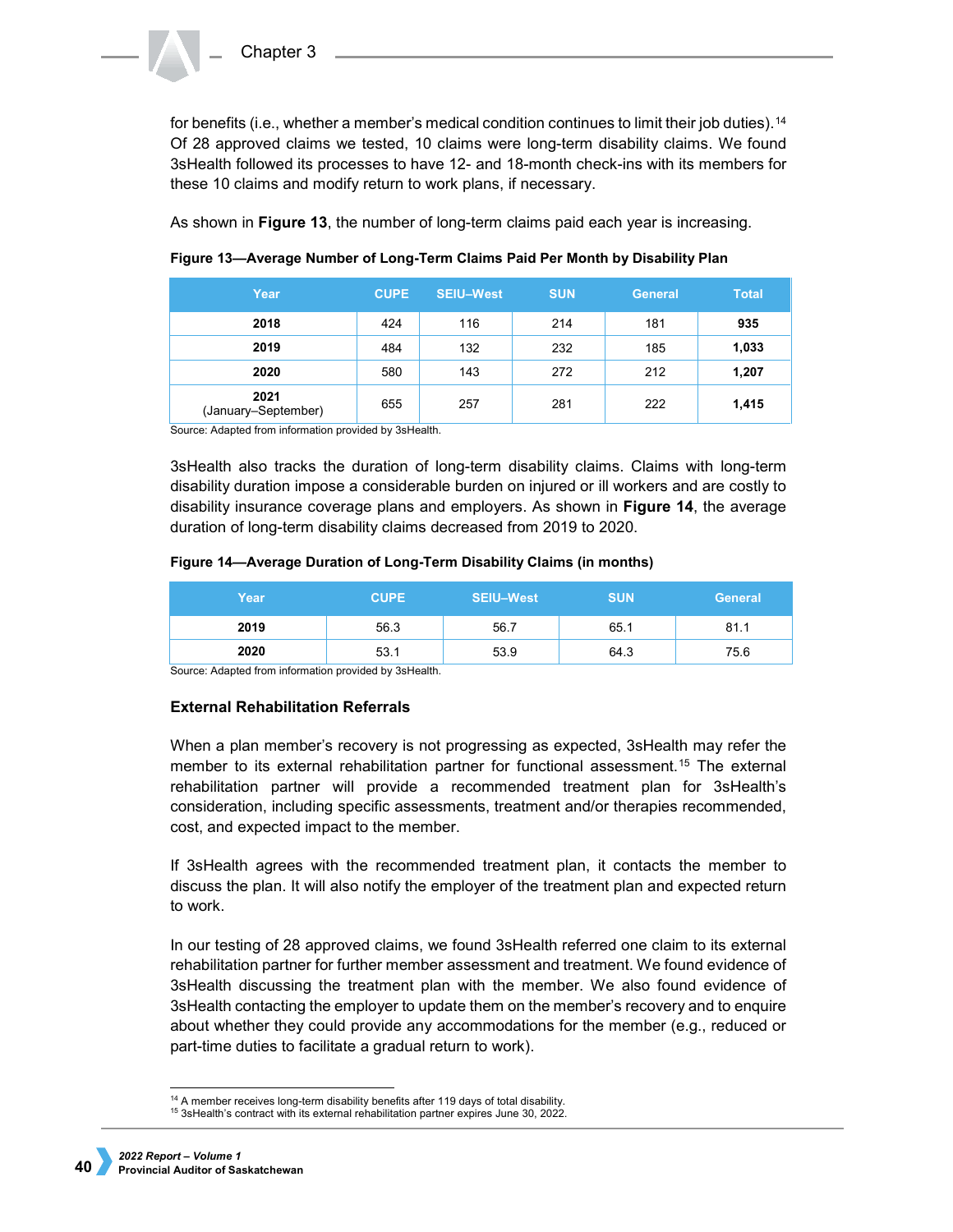for benefits (i.e., whether a member's medical condition continues to limit their job duties).[14] Of 28 approved claims we tested, 10 claims were long-term disability claims. We found 3sHealth followed its processes to have 12- and 18-month check-ins with its members for these 10 claims and modify return to work plans, if necessary.

As shown in **Figure 13**, the number of long-term claims paid each year is increasing.

**Figure 13—Average Number of Long-Term Claims Paid Per Month by Disability Plan**

| Year | CUPE | SEIU–West | SUN | General | Total |
|---|---|---|---|---|---|
| **2018** | 424 | 116 | 214 | 181 | **935** |
| **2019** | 484 | 132 | 232 | 185 | **1,033** |
| **2020** | 580 | 143 | 272 | 212 | **1,207** |
| **2021** (January–September) | 655 | 257 | 281 | 222 | **1,415** |

Source: Adapted from information provided by 3sHealth.

3sHealth also tracks the duration of long-term disability claims. Claims with long-term disability duration impose a considerable burden on injured or ill workers and are costly to disability insurance coverage plans and employers. As shown in **Figure 14**, the average duration of long-term disability claims decreased from 2019 to 2020.

**Figure 14—Average Duration of Long-Term Disability Claims (in months)**

| Year | CUPE | SEIU–West | SUN | General |
|---|---|---|---|---|
| **2019** | 56.3 | 56.7 | 65.1 | 81.1 |
| **2020** | 53.1 | 53.9 | 64.3 | 75.6 |

Source: Adapted from information provided by 3sHealth.

### External Rehabilitation Referrals

When a plan member's recovery is not progressing as expected, 3sHealth may refer the member to its external rehabilitation partner for functional assessment.[15] The external rehabilitation partner will provide a recommended treatment plan for 3sHealth's consideration, including specific assessments, treatment and/or therapies recommended, cost, and expected impact to the member.

If 3sHealth agrees with the recommended treatment plan, it contacts the member to discuss the plan. It will also notify the employer of the treatment plan and expected return to work.

In our testing of 28 approved claims, we found 3sHealth referred one claim to its external rehabilitation partner for further member assessment and treatment. We found evidence of 3sHealth discussing the treatment plan with the member. We also found evidence of 3sHealth contacting the employer to update them on the member's recovery and to enquire about whether they could provide any accommodations for the member (e.g., reduced or part-time duties to facilitate a gradual return to work).

---

[14] A member receives long-term disability benefits after 119 days of total disability.
[15] 3sHealth's contract with its external rehabilitation partner expires June 30, 2022.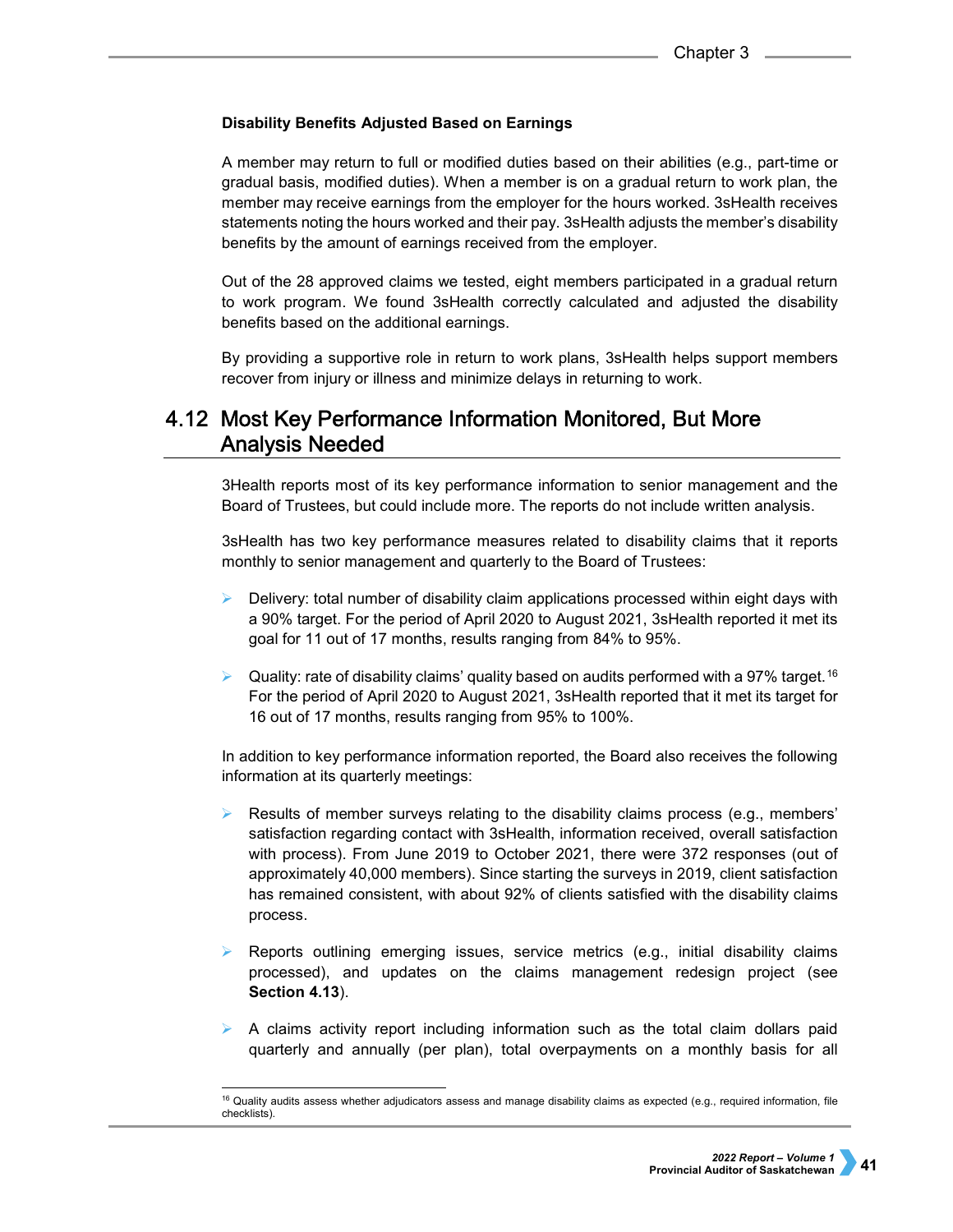**Disability Benefits Adjusted Based on Earnings**

A member may return to full or modified duties based on their abilities (e.g., part-time or gradual basis, modified duties). When a member is on a gradual return to work plan, the member may receive earnings from the employer for the hours worked. 3sHealth receives statements noting the hours worked and their pay. 3sHealth adjusts the member's disability benefits by the amount of earnings received from the employer.

Out of the 28 approved claims we tested, eight members participated in a gradual return to work program. We found 3sHealth correctly calculated and adjusted the disability benefits based on the additional earnings.

By providing a supportive role in return to work plans, 3sHealth helps support members recover from injury or illness and minimize delays in returning to work.

## 4.12 Most Key Performance Information Monitored, But More Analysis Needed

3Health reports most of its key performance information to senior management and the Board of Trustees, but could include more. The reports do not include written analysis.

3sHealth has two key performance measures related to disability claims that it reports monthly to senior management and quarterly to the Board of Trustees:

- Delivery: total number of disability claim applications processed within eight days with a 90% target. For the period of April 2020 to August 2021, 3sHealth reported it met its goal for 11 out of 17 months, results ranging from 84% to 95%.
- Quality: rate of disability claims' quality based on audits performed with a 97% target.[16] For the period of April 2020 to August 2021, 3sHealth reported that it met its target for 16 out of 17 months, results ranging from 95% to 100%.

In addition to key performance information reported, the Board also receives the following information at its quarterly meetings:

- Results of member surveys relating to the disability claims process (e.g., members' satisfaction regarding contact with 3sHealth, information received, overall satisfaction with process). From June 2019 to October 2021, there were 372 responses (out of approximately 40,000 members). Since starting the surveys in 2019, client satisfaction has remained consistent, with about 92% of clients satisfied with the disability claims process.
- Reports outlining emerging issues, service metrics (e.g., initial disability claims processed), and updates on the claims management redesign project (see **Section 4.13**).
- A claims activity report including information such as the total claim dollars paid quarterly and annually (per plan), total overpayments on a monthly basis for all

[16] Quality audits assess whether adjudicators assess and manage disability claims as expected (e.g., required information, file checklists).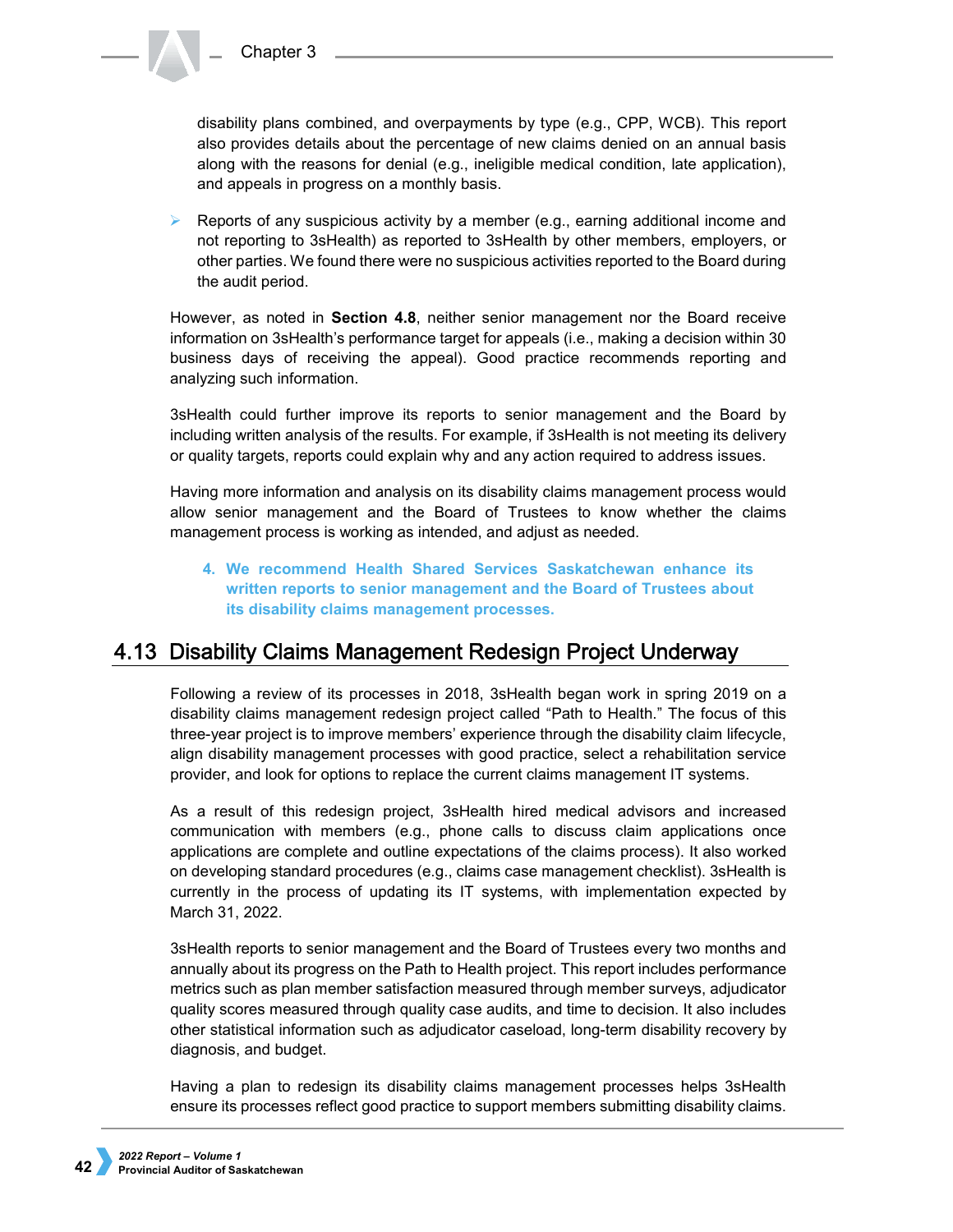disability plans combined, and overpayments by type (e.g., CPP, WCB). This report also provides details about the percentage of new claims denied on an annual basis along with the reasons for denial (e.g., ineligible medical condition, late application), and appeals in progress on a monthly basis.

- Reports of any suspicious activity by a member (e.g., earning additional income and not reporting to 3sHealth) as reported to 3sHealth by other members, employers, or other parties. We found there were no suspicious activities reported to the Board during the audit period.

However, as noted in **Section 4.8**, neither senior management nor the Board receive information on 3sHealth's performance target for appeals (i.e., making a decision within 30 business days of receiving the appeal). Good practice recommends reporting and analyzing such information.

3sHealth could further improve its reports to senior management and the Board by including written analysis of the results. For example, if 3sHealth is not meeting its delivery or quality targets, reports could explain why and any action required to address issues.

Having more information and analysis on its disability claims management process would allow senior management and the Board of Trustees to know whether the claims management process is working as intended, and adjust as needed.

4. **We recommend Health Shared Services Saskatchewan enhance its written reports to senior management and the Board of Trustees about its disability claims management processes.**

## 4.13 Disability Claims Management Redesign Project Underway

Following a review of its processes in 2018, 3sHealth began work in spring 2019 on a disability claims management redesign project called "Path to Health." The focus of this three-year project is to improve members' experience through the disability claim lifecycle, align disability management processes with good practice, select a rehabilitation service provider, and look for options to replace the current claims management IT systems.

As a result of this redesign project, 3sHealth hired medical advisors and increased communication with members (e.g., phone calls to discuss claim applications once applications are complete and outline expectations of the claims process). It also worked on developing standard procedures (e.g., claims case management checklist). 3sHealth is currently in the process of updating its IT systems, with implementation expected by March 31, 2022.

3sHealth reports to senior management and the Board of Trustees every two months and annually about its progress on the Path to Health project. This report includes performance metrics such as plan member satisfaction measured through member surveys, adjudicator quality scores measured through quality case audits, and time to decision. It also includes other statistical information such as adjudicator caseload, long-term disability recovery by diagnosis, and budget.

Having a plan to redesign its disability claims management processes helps 3sHealth ensure its processes reflect good practice to support members submitting disability claims.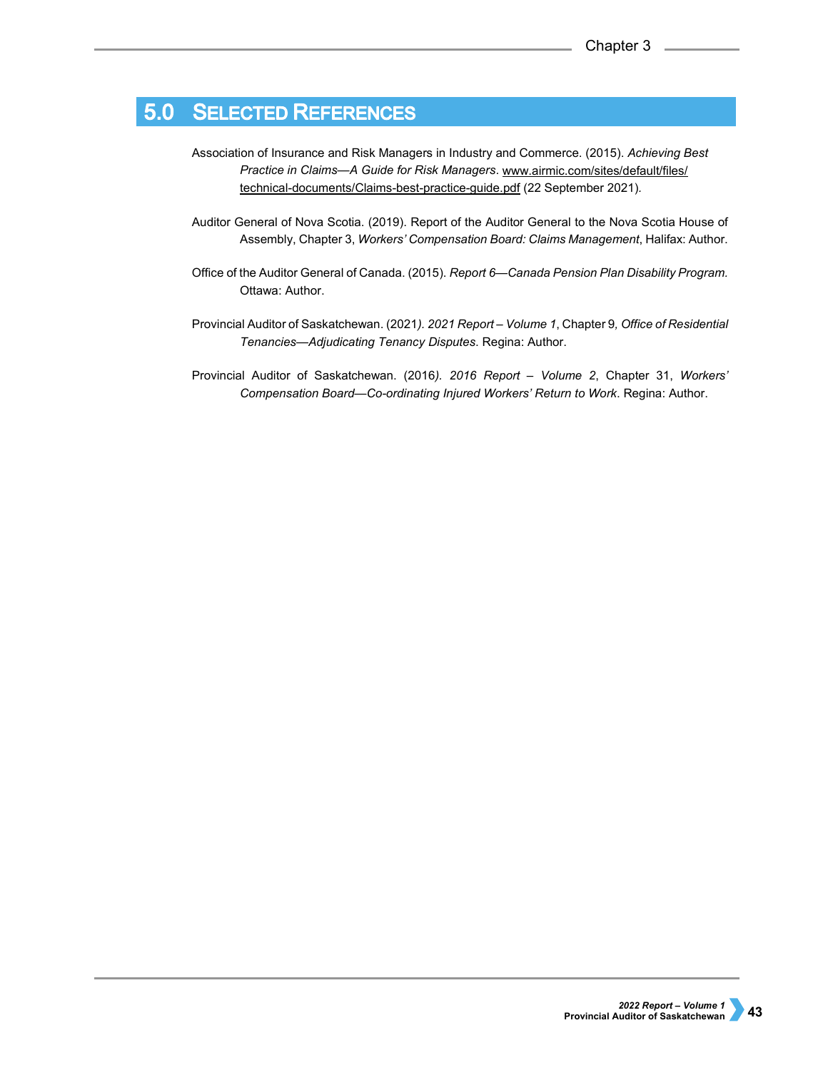## 5.0 SELECTED REFERENCES

Association of Insurance and Risk Managers in Industry and Commerce. (2015). *Achieving Best Practice in Claims—A Guide for Risk Managers*. www.airmic.com/sites/default/files/technical-documents/Claims-best-practice-guide.pdf (22 September 2021).

Auditor General of Nova Scotia. (2019). Report of the Auditor General to the Nova Scotia House of Assembly, Chapter 3, *Workers' Compensation Board: Claims Management*, Halifax: Author.

Office of the Auditor General of Canada. (2015). *Report 6—Canada Pension Plan Disability Program.* Ottawa: Author.

Provincial Auditor of Saskatchewan. (2021). *2021 Report – Volume 1*, Chapter 9, *Office of Residential Tenancies—Adjudicating Tenancy Disputes*. Regina: Author.

Provincial Auditor of Saskatchewan. (2016). *2016 Report – Volume 2*, Chapter 31, *Workers' Compensation Board—Co-ordinating Injured Workers' Return to Work*. Regina: Author.